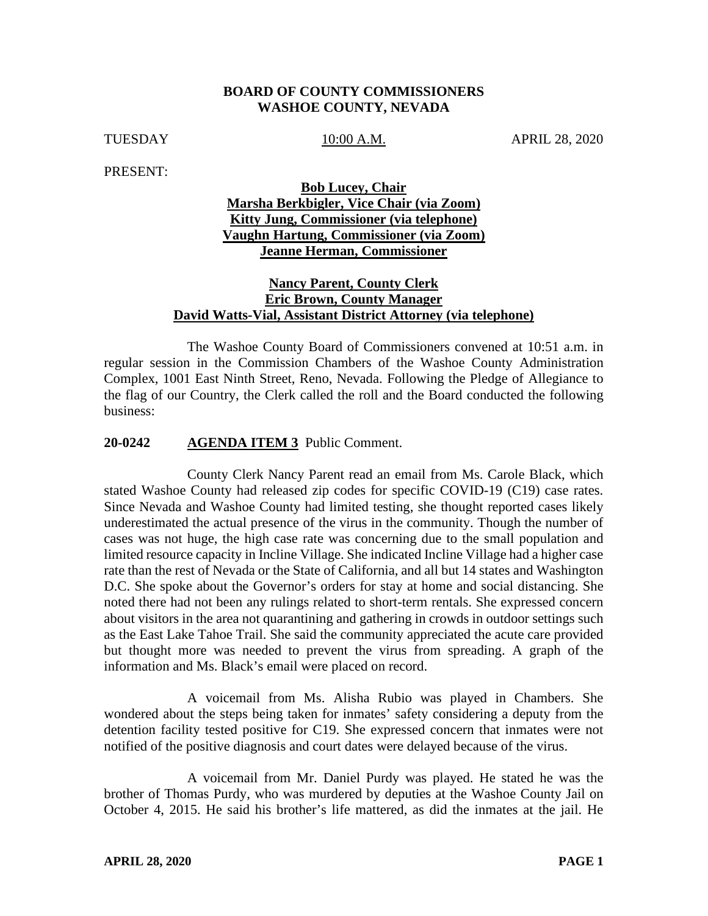**BOARD OF COUNTY COMMISSIONERS**
**WASHOE COUNTY, NEVADA**

TUESDAY 10:00 A.M. APRIL 28, 2020

PRESENT:

**Bob Lucey, Chair**
**Marsha Berkbigler, Vice Chair (via Zoom)**
**Kitty Jung, Commissioner (via telephone)**
**Vaughn Hartung, Commissioner (via Zoom)**
**Jeanne Herman, Commissioner**

**Nancy Parent, County Clerk**
**Eric Brown, County Manager**
**David Watts-Vial, Assistant District Attorney (via telephone)**

The Washoe County Board of Commissioners convened at 10:51 a.m. in regular session in the Commission Chambers of the Washoe County Administration Complex, 1001 East Ninth Street, Reno, Nevada. Following the Pledge of Allegiance to the flag of our Country, the Clerk called the roll and the Board conducted the following business:

**20-0242 AGENDA ITEM 3** Public Comment.

County Clerk Nancy Parent read an email from Ms. Carole Black, which stated Washoe County had released zip codes for specific COVID-19 (C19) case rates. Since Nevada and Washoe County had limited testing, she thought reported cases likely underestimated the actual presence of the virus in the community. Though the number of cases was not huge, the high case rate was concerning due to the small population and limited resource capacity in Incline Village. She indicated Incline Village had a higher case rate than the rest of Nevada or the State of California, and all but 14 states and Washington D.C. She spoke about the Governor's orders for stay at home and social distancing. She noted there had not been any rulings related to short-term rentals. She expressed concern about visitors in the area not quarantining and gathering in crowds in outdoor settings such as the East Lake Tahoe Trail. She said the community appreciated the acute care provided but thought more was needed to prevent the virus from spreading. A graph of the information and Ms. Black's email were placed on record.

A voicemail from Ms. Alisha Rubio was played in Chambers. She wondered about the steps being taken for inmates' safety considering a deputy from the detention facility tested positive for C19. She expressed concern that inmates were not notified of the positive diagnosis and court dates were delayed because of the virus.

A voicemail from Mr. Daniel Purdy was played. He stated he was the brother of Thomas Purdy, who was murdered by deputies at the Washoe County Jail on October 4, 2015. He said his brother's life mattered, as did the inmates at the jail. He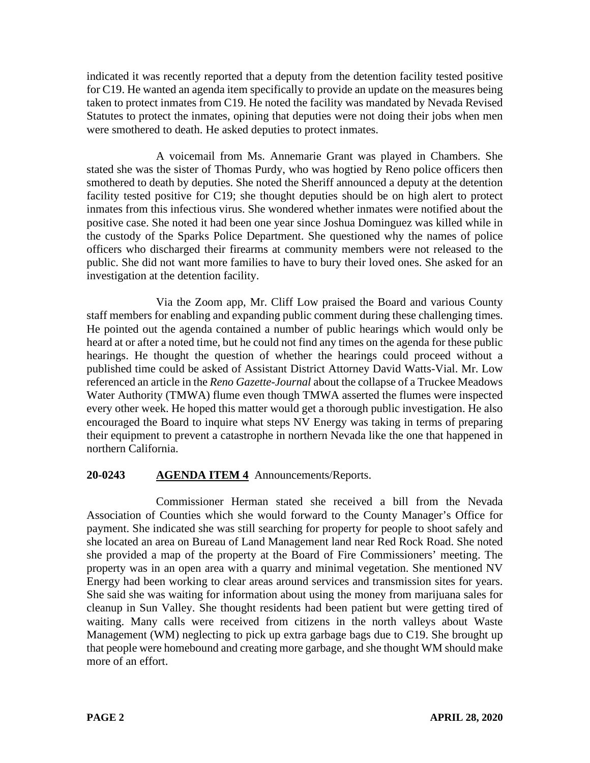indicated it was recently reported that a deputy from the detention facility tested positive for C19. He wanted an agenda item specifically to provide an update on the measures being taken to protect inmates from C19. He noted the facility was mandated by Nevada Revised Statutes to protect the inmates, opining that deputies were not doing their jobs when men were smothered to death. He asked deputies to protect inmates.

A voicemail from Ms. Annemarie Grant was played in Chambers. She stated she was the sister of Thomas Purdy, who was hogtied by Reno police officers then smothered to death by deputies. She noted the Sheriff announced a deputy at the detention facility tested positive for C19; she thought deputies should be on high alert to protect inmates from this infectious virus. She wondered whether inmates were notified about the positive case. She noted it had been one year since Joshua Dominguez was killed while in the custody of the Sparks Police Department. She questioned why the names of police officers who discharged their firearms at community members were not released to the public. She did not want more families to have to bury their loved ones. She asked for an investigation at the detention facility.

Via the Zoom app, Mr. Cliff Low praised the Board and various County staff members for enabling and expanding public comment during these challenging times. He pointed out the agenda contained a number of public hearings which would only be heard at or after a noted time, but he could not find any times on the agenda for these public hearings. He thought the question of whether the hearings could proceed without a published time could be asked of Assistant District Attorney David Watts-Vial. Mr. Low referenced an article in the *Reno Gazette-Journal* about the collapse of a Truckee Meadows Water Authority (TMWA) flume even though TMWA asserted the flumes were inspected every other week. He hoped this matter would get a thorough public investigation. He also encouraged the Board to inquire what steps NV Energy was taking in terms of preparing their equipment to prevent a catastrophe in northern Nevada like the one that happened in northern California.

**20-0243 AGENDA ITEM 4** Announcements/Reports.

Commissioner Herman stated she received a bill from the Nevada Association of Counties which she would forward to the County Manager's Office for payment. She indicated she was still searching for property for people to shoot safely and she located an area on Bureau of Land Management land near Red Rock Road. She noted she provided a map of the property at the Board of Fire Commissioners' meeting. The property was in an open area with a quarry and minimal vegetation. She mentioned NV Energy had been working to clear areas around services and transmission sites for years. She said she was waiting for information about using the money from marijuana sales for cleanup in Sun Valley. She thought residents had been patient but were getting tired of waiting. Many calls were received from citizens in the north valleys about Waste Management (WM) neglecting to pick up extra garbage bags due to C19. She brought up that people were homebound and creating more garbage, and she thought WM should make more of an effort.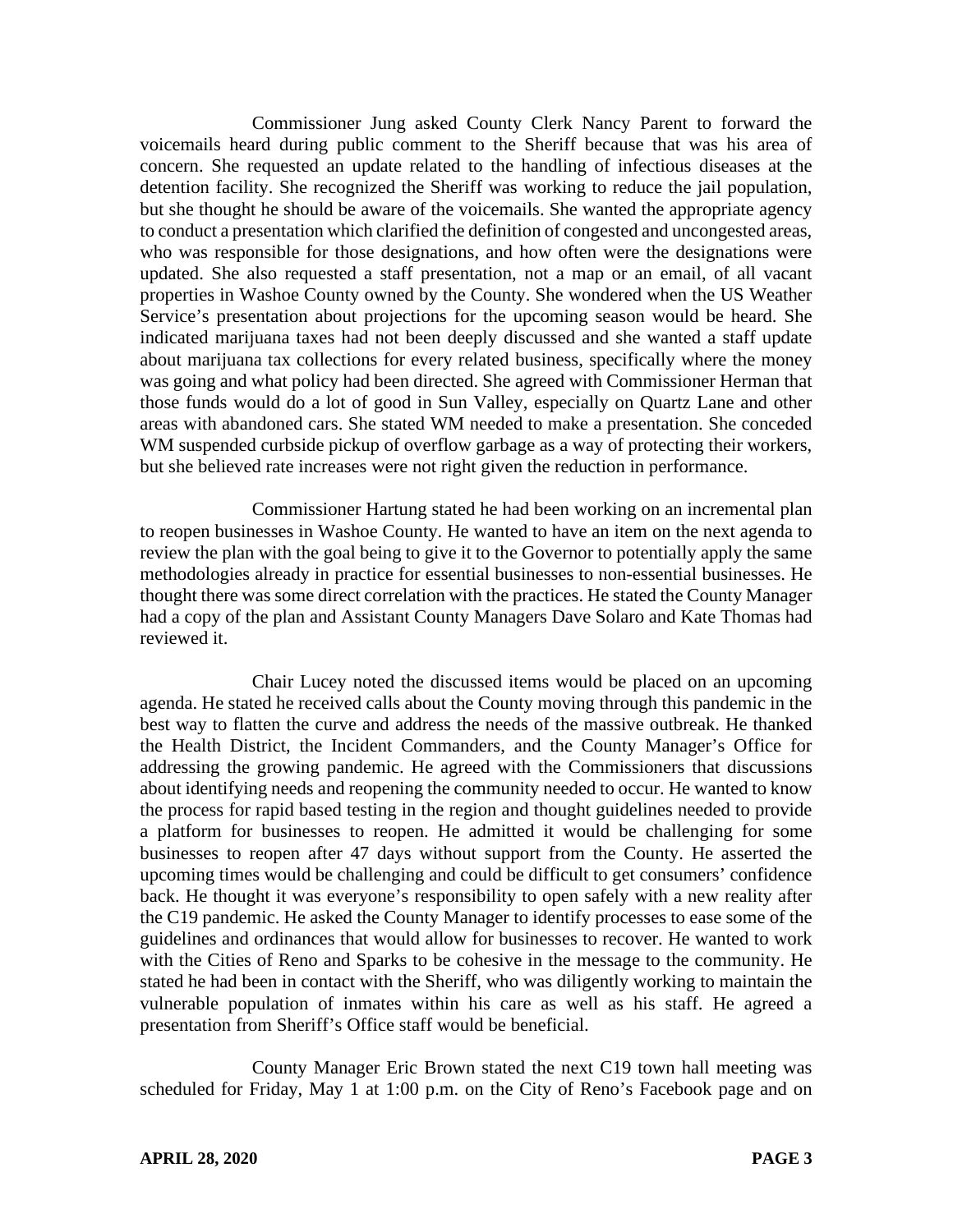Commissioner Jung asked County Clerk Nancy Parent to forward the voicemails heard during public comment to the Sheriff because that was his area of concern. She requested an update related to the handling of infectious diseases at the detention facility. She recognized the Sheriff was working to reduce the jail population, but she thought he should be aware of the voicemails. She wanted the appropriate agency to conduct a presentation which clarified the definition of congested and uncongested areas, who was responsible for those designations, and how often were the designations were updated. She also requested a staff presentation, not a map or an email, of all vacant properties in Washoe County owned by the County. She wondered when the US Weather Service's presentation about projections for the upcoming season would be heard. She indicated marijuana taxes had not been deeply discussed and she wanted a staff update about marijuana tax collections for every related business, specifically where the money was going and what policy had been directed. She agreed with Commissioner Herman that those funds would do a lot of good in Sun Valley, especially on Quartz Lane and other areas with abandoned cars. She stated WM needed to make a presentation. She conceded WM suspended curbside pickup of overflow garbage as a way of protecting their workers, but she believed rate increases were not right given the reduction in performance.

Commissioner Hartung stated he had been working on an incremental plan to reopen businesses in Washoe County. He wanted to have an item on the next agenda to review the plan with the goal being to give it to the Governor to potentially apply the same methodologies already in practice for essential businesses to non-essential businesses. He thought there was some direct correlation with the practices. He stated the County Manager had a copy of the plan and Assistant County Managers Dave Solaro and Kate Thomas had reviewed it.

Chair Lucey noted the discussed items would be placed on an upcoming agenda. He stated he received calls about the County moving through this pandemic in the best way to flatten the curve and address the needs of the massive outbreak. He thanked the Health District, the Incident Commanders, and the County Manager's Office for addressing the growing pandemic. He agreed with the Commissioners that discussions about identifying needs and reopening the community needed to occur. He wanted to know the process for rapid based testing in the region and thought guidelines needed to provide a platform for businesses to reopen. He admitted it would be challenging for some businesses to reopen after 47 days without support from the County. He asserted the upcoming times would be challenging and could be difficult to get consumers' confidence back. He thought it was everyone's responsibility to open safely with a new reality after the C19 pandemic. He asked the County Manager to identify processes to ease some of the guidelines and ordinances that would allow for businesses to recover. He wanted to work with the Cities of Reno and Sparks to be cohesive in the message to the community. He stated he had been in contact with the Sheriff, who was diligently working to maintain the vulnerable population of inmates within his care as well as his staff. He agreed a presentation from Sheriff's Office staff would be beneficial.

County Manager Eric Brown stated the next C19 town hall meeting was scheduled for Friday, May 1 at 1:00 p.m. on the City of Reno's Facebook page and on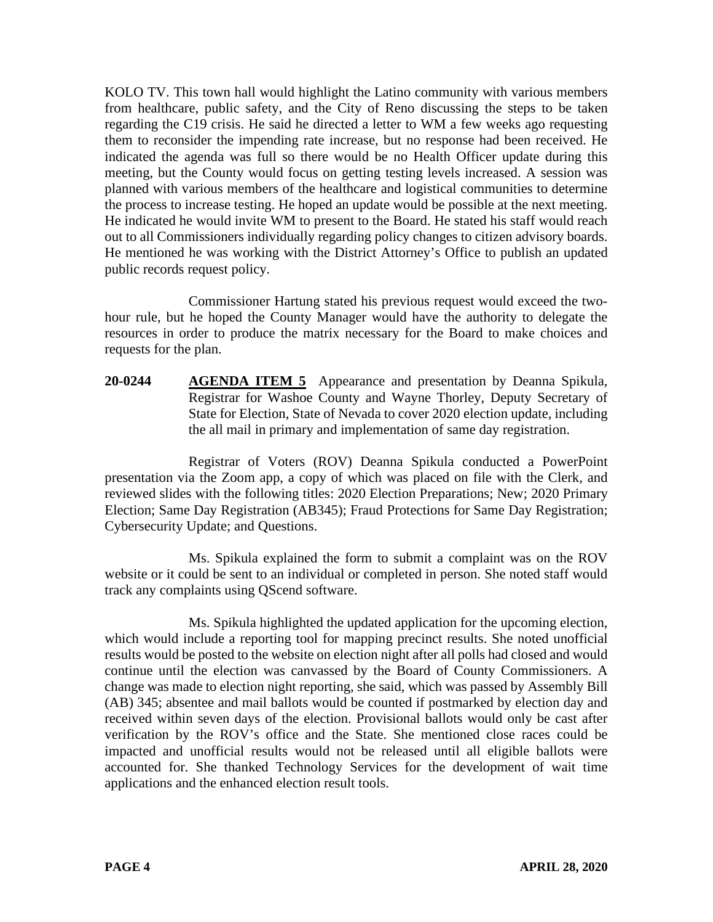KOLO TV. This town hall would highlight the Latino community with various members from healthcare, public safety, and the City of Reno discussing the steps to be taken regarding the C19 crisis. He said he directed a letter to WM a few weeks ago requesting them to reconsider the impending rate increase, but no response had been received. He indicated the agenda was full so there would be no Health Officer update during this meeting, but the County would focus on getting testing levels increased. A session was planned with various members of the healthcare and logistical communities to determine the process to increase testing. He hoped an update would be possible at the next meeting. He indicated he would invite WM to present to the Board. He stated his staff would reach out to all Commissioners individually regarding policy changes to citizen advisory boards. He mentioned he was working with the District Attorney's Office to publish an updated public records request policy.

Commissioner Hartung stated his previous request would exceed the two-hour rule, but he hoped the County Manager would have the authority to delegate the resources in order to produce the matrix necessary for the Board to make choices and requests for the plan.

**20-0244** **AGENDA ITEM 5** Appearance and presentation by Deanna Spikula, Registrar for Washoe County and Wayne Thorley, Deputy Secretary of State for Election, State of Nevada to cover 2020 election update, including the all mail in primary and implementation of same day registration.

Registrar of Voters (ROV) Deanna Spikula conducted a PowerPoint presentation via the Zoom app, a copy of which was placed on file with the Clerk, and reviewed slides with the following titles: 2020 Election Preparations; New; 2020 Primary Election; Same Day Registration (AB345); Fraud Protections for Same Day Registration; Cybersecurity Update; and Questions.

Ms. Spikula explained the form to submit a complaint was on the ROV website or it could be sent to an individual or completed in person. She noted staff would track any complaints using QScend software.

Ms. Spikula highlighted the updated application for the upcoming election, which would include a reporting tool for mapping precinct results. She noted unofficial results would be posted to the website on election night after all polls had closed and would continue until the election was canvassed by the Board of County Commissioners. A change was made to election night reporting, she said, which was passed by Assembly Bill (AB) 345; absentee and mail ballots would be counted if postmarked by election day and received within seven days of the election. Provisional ballots would only be cast after verification by the ROV's office and the State. She mentioned close races could be impacted and unofficial results would not be released until all eligible ballots were accounted for. She thanked Technology Services for the development of wait time applications and the enhanced election result tools.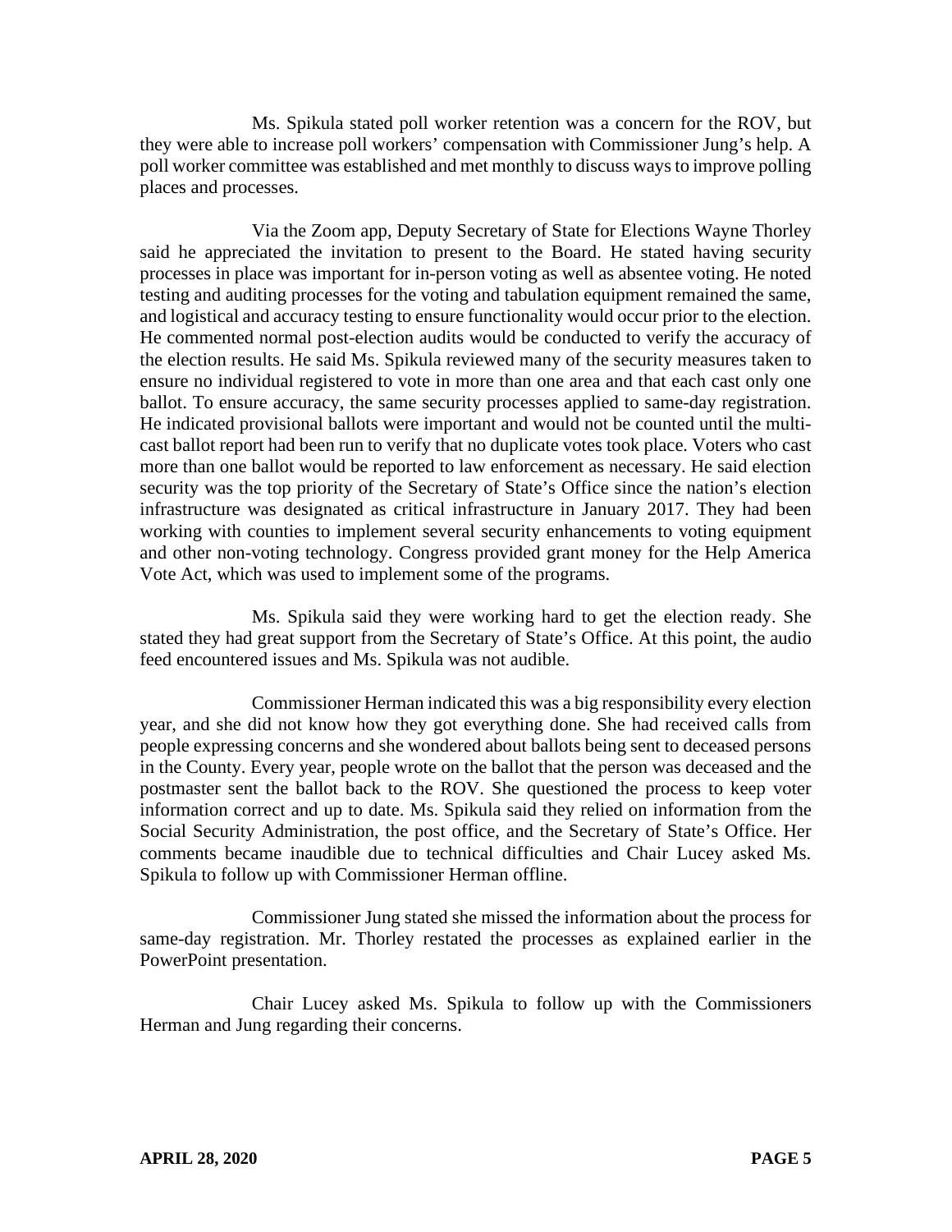Ms. Spikula stated poll worker retention was a concern for the ROV, but they were able to increase poll workers' compensation with Commissioner Jung's help. A poll worker committee was established and met monthly to discuss ways to improve polling places and processes.

Via the Zoom app, Deputy Secretary of State for Elections Wayne Thorley said he appreciated the invitation to present to the Board. He stated having security processes in place was important for in-person voting as well as absentee voting. He noted testing and auditing processes for the voting and tabulation equipment remained the same, and logistical and accuracy testing to ensure functionality would occur prior to the election. He commented normal post-election audits would be conducted to verify the accuracy of the election results. He said Ms. Spikula reviewed many of the security measures taken to ensure no individual registered to vote in more than one area and that each cast only one ballot. To ensure accuracy, the same security processes applied to same-day registration. He indicated provisional ballots were important and would not be counted until the multi-cast ballot report had been run to verify that no duplicate votes took place. Voters who cast more than one ballot would be reported to law enforcement as necessary. He said election security was the top priority of the Secretary of State's Office since the nation's election infrastructure was designated as critical infrastructure in January 2017. They had been working with counties to implement several security enhancements to voting equipment and other non-voting technology. Congress provided grant money for the Help America Vote Act, which was used to implement some of the programs.

Ms. Spikula said they were working hard to get the election ready. She stated they had great support from the Secretary of State's Office. At this point, the audio feed encountered issues and Ms. Spikula was not audible.

Commissioner Herman indicated this was a big responsibility every election year, and she did not know how they got everything done. She had received calls from people expressing concerns and she wondered about ballots being sent to deceased persons in the County. Every year, people wrote on the ballot that the person was deceased and the postmaster sent the ballot back to the ROV. She questioned the process to keep voter information correct and up to date. Ms. Spikula said they relied on information from the Social Security Administration, the post office, and the Secretary of State's Office. Her comments became inaudible due to technical difficulties and Chair Lucey asked Ms. Spikula to follow up with Commissioner Herman offline.

Commissioner Jung stated she missed the information about the process for same-day registration. Mr. Thorley restated the processes as explained earlier in the PowerPoint presentation.

Chair Lucey asked Ms. Spikula to follow up with the Commissioners Herman and Jung regarding their concerns.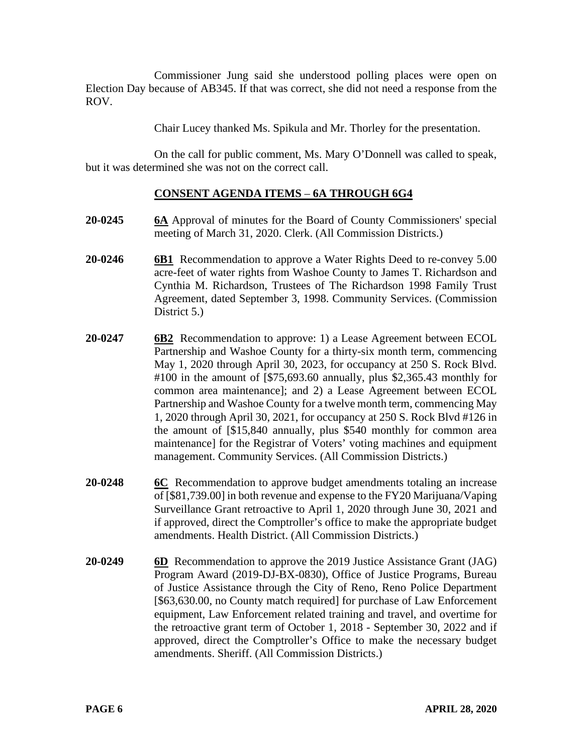Commissioner Jung said she understood polling places were open on Election Day because of AB345. If that was correct, she did not need a response from the ROV.

Chair Lucey thanked Ms. Spikula and Mr. Thorley for the presentation.

On the call for public comment, Ms. Mary O'Donnell was called to speak, but it was determined she was not on the correct call.

## CONSENT AGENDA ITEMS – 6A THROUGH 6G4

**20-0245** **6A** Approval of minutes for the Board of County Commissioners' special meeting of March 31, 2020. Clerk. (All Commission Districts.)

**20-0246** **6B1** Recommendation to approve a Water Rights Deed to re-convey 5.00 acre-feet of water rights from Washoe County to James T. Richardson and Cynthia M. Richardson, Trustees of The Richardson 1998 Family Trust Agreement, dated September 3, 1998. Community Services. (Commission District 5.)

**20-0247** **6B2** Recommendation to approve: 1) a Lease Agreement between ECOL Partnership and Washoe County for a thirty-six month term, commencing May 1, 2020 through April 30, 2023, for occupancy at 250 S. Rock Blvd. #100 in the amount of [$75,693.60 annually, plus $2,365.43 monthly for common area maintenance]; and 2) a Lease Agreement between ECOL Partnership and Washoe County for a twelve month term, commencing May 1, 2020 through April 30, 2021, for occupancy at 250 S. Rock Blvd #126 in the amount of [$15,840 annually, plus $540 monthly for common area maintenance] for the Registrar of Voters' voting machines and equipment management. Community Services. (All Commission Districts.)

**20-0248** **6C** Recommendation to approve budget amendments totaling an increase of [$81,739.00] in both revenue and expense to the FY20 Marijuana/Vaping Surveillance Grant retroactive to April 1, 2020 through June 30, 2021 and if approved, direct the Comptroller's office to make the appropriate budget amendments. Health District. (All Commission Districts.)

**20-0249** **6D** Recommendation to approve the 2019 Justice Assistance Grant (JAG) Program Award (2019-DJ-BX-0830), Office of Justice Programs, Bureau of Justice Assistance through the City of Reno, Reno Police Department [$63,630.00, no County match required] for purchase of Law Enforcement equipment, Law Enforcement related training and travel, and overtime for the retroactive grant term of October 1, 2018 - September 30, 2022 and if approved, direct the Comptroller's Office to make the necessary budget amendments. Sheriff. (All Commission Districts.)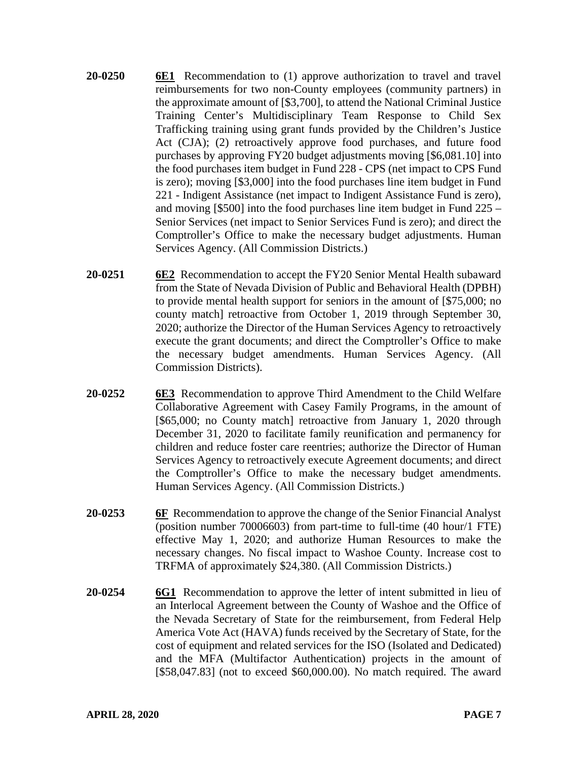**20-0250** **6E1** Recommendation to (1) approve authorization to travel and travel reimbursements for two non-County employees (community partners) in the approximate amount of [$3,700], to attend the National Criminal Justice Training Center's Multidisciplinary Team Response to Child Sex Trafficking training using grant funds provided by the Children's Justice Act (CJA); (2) retroactively approve food purchases, and future food purchases by approving FY20 budget adjustments moving [$6,081.10] into the food purchases item budget in Fund 228 - CPS (net impact to CPS Fund is zero); moving [$3,000] into the food purchases line item budget in Fund 221 - Indigent Assistance (net impact to Indigent Assistance Fund is zero), and moving [$500] into the food purchases line item budget in Fund 225 – Senior Services (net impact to Senior Services Fund is zero); and direct the Comptroller's Office to make the necessary budget adjustments. Human Services Agency. (All Commission Districts.)

**20-0251** **6E2** Recommendation to accept the FY20 Senior Mental Health subaward from the State of Nevada Division of Public and Behavioral Health (DPBH) to provide mental health support for seniors in the amount of [$75,000; no county match] retroactive from October 1, 2019 through September 30, 2020; authorize the Director of the Human Services Agency to retroactively execute the grant documents; and direct the Comptroller's Office to make the necessary budget amendments. Human Services Agency. (All Commission Districts).

**20-0252** **6E3** Recommendation to approve Third Amendment to the Child Welfare Collaborative Agreement with Casey Family Programs, in the amount of [$65,000; no County match] retroactive from January 1, 2020 through December 31, 2020 to facilitate family reunification and permanency for children and reduce foster care reentries; authorize the Director of Human Services Agency to retroactively execute Agreement documents; and direct the Comptroller's Office to make the necessary budget amendments. Human Services Agency. (All Commission Districts.)

**20-0253** **6F** Recommendation to approve the change of the Senior Financial Analyst (position number 70006603) from part-time to full-time (40 hour/1 FTE) effective May 1, 2020; and authorize Human Resources to make the necessary changes. No fiscal impact to Washoe County. Increase cost to TRFMA of approximately $24,380. (All Commission Districts.)

**20-0254** **6G1** Recommendation to approve the letter of intent submitted in lieu of an Interlocal Agreement between the County of Washoe and the Office of the Nevada Secretary of State for the reimbursement, from Federal Help America Vote Act (HAVA) funds received by the Secretary of State, for the cost of equipment and related services for the ISO (Isolated and Dedicated) and the MFA (Multifactor Authentication) projects in the amount of [$58,047.83] (not to exceed $60,000.00). No match required. The award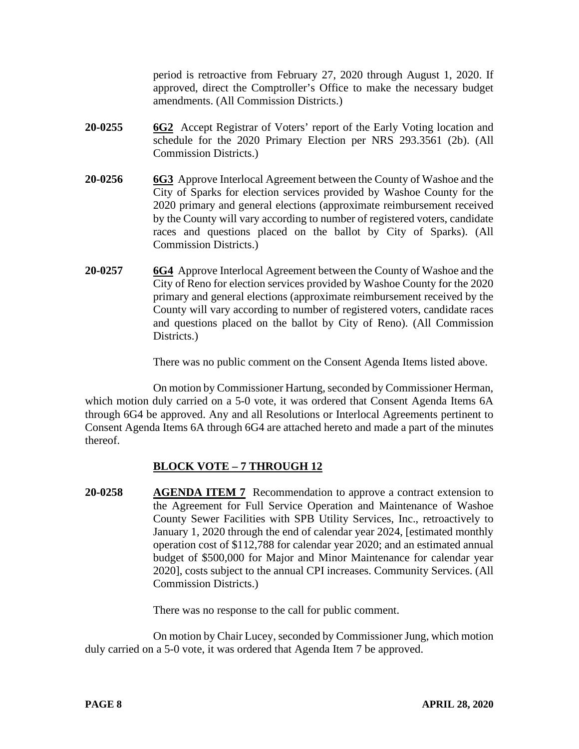period is retroactive from February 27, 2020 through August 1, 2020. If approved, direct the Comptroller's Office to make the necessary budget amendments. (All Commission Districts.)

**20-0255** **6G2** Accept Registrar of Voters' report of the Early Voting location and schedule for the 2020 Primary Election per NRS 293.3561 (2b). (All Commission Districts.)

**20-0256** **6G3** Approve Interlocal Agreement between the County of Washoe and the City of Sparks for election services provided by Washoe County for the 2020 primary and general elections (approximate reimbursement received by the County will vary according to number of registered voters, candidate races and questions placed on the ballot by City of Sparks). (All Commission Districts.)

**20-0257** **6G4** Approve Interlocal Agreement between the County of Washoe and the City of Reno for election services provided by Washoe County for the 2020 primary and general elections (approximate reimbursement received by the County will vary according to number of registered voters, candidate races and questions placed on the ballot by City of Reno). (All Commission Districts.)

There was no public comment on the Consent Agenda Items listed above.

On motion by Commissioner Hartung, seconded by Commissioner Herman, which motion duly carried on a 5-0 vote, it was ordered that Consent Agenda Items 6A through 6G4 be approved. Any and all Resolutions or Interlocal Agreements pertinent to Consent Agenda Items 6A through 6G4 are attached hereto and made a part of the minutes thereof.

## BLOCK VOTE – 7 THROUGH 12

**20-0258** **AGENDA ITEM 7** Recommendation to approve a contract extension to the Agreement for Full Service Operation and Maintenance of Washoe County Sewer Facilities with SPB Utility Services, Inc., retroactively to January 1, 2020 through the end of calendar year 2024, [estimated monthly operation cost of $112,788 for calendar year 2020; and an estimated annual budget of $500,000 for Major and Minor Maintenance for calendar year 2020], costs subject to the annual CPI increases. Community Services. (All Commission Districts.)

There was no response to the call for public comment.

On motion by Chair Lucey, seconded by Commissioner Jung, which motion duly carried on a 5-0 vote, it was ordered that Agenda Item 7 be approved.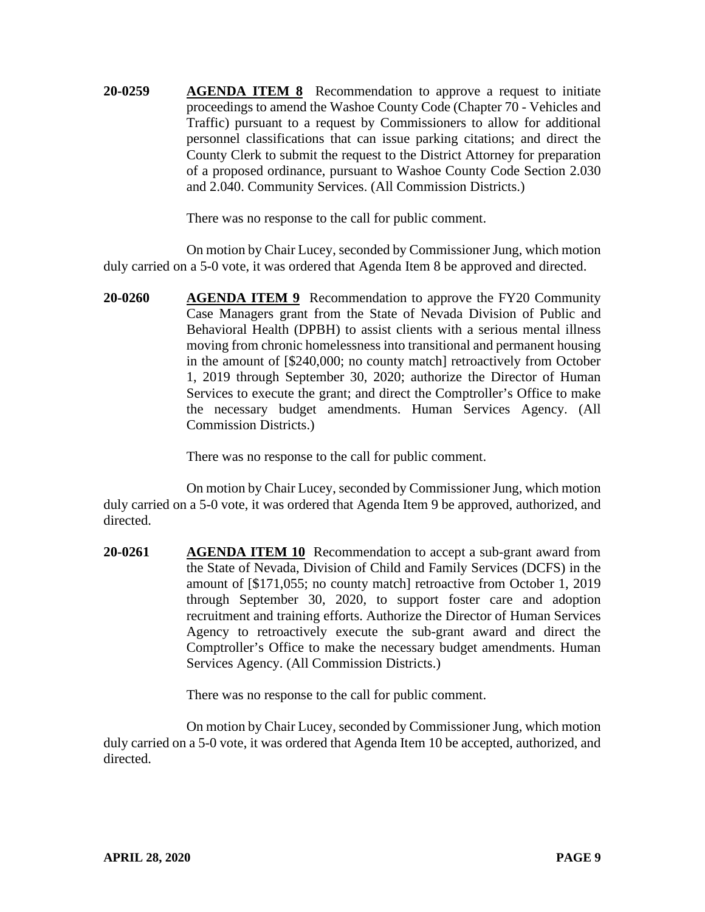**20-0259** **AGENDA ITEM 8** Recommendation to approve a request to initiate proceedings to amend the Washoe County Code (Chapter 70 - Vehicles and Traffic) pursuant to a request by Commissioners to allow for additional personnel classifications that can issue parking citations; and direct the County Clerk to submit the request to the District Attorney for preparation of a proposed ordinance, pursuant to Washoe County Code Section 2.030 and 2.040. Community Services. (All Commission Districts.)

There was no response to the call for public comment.

On motion by Chair Lucey, seconded by Commissioner Jung, which motion duly carried on a 5-0 vote, it was ordered that Agenda Item 8 be approved and directed.

**20-0260** **AGENDA ITEM 9** Recommendation to approve the FY20 Community Case Managers grant from the State of Nevada Division of Public and Behavioral Health (DPBH) to assist clients with a serious mental illness moving from chronic homelessness into transitional and permanent housing in the amount of [$240,000; no county match] retroactively from October 1, 2019 through September 30, 2020; authorize the Director of Human Services to execute the grant; and direct the Comptroller's Office to make the necessary budget amendments. Human Services Agency. (All Commission Districts.)

There was no response to the call for public comment.

On motion by Chair Lucey, seconded by Commissioner Jung, which motion duly carried on a 5-0 vote, it was ordered that Agenda Item 9 be approved, authorized, and directed.

**20-0261** **AGENDA ITEM 10** Recommendation to accept a sub-grant award from the State of Nevada, Division of Child and Family Services (DCFS) in the amount of [$171,055; no county match] retroactive from October 1, 2019 through September 30, 2020, to support foster care and adoption recruitment and training efforts. Authorize the Director of Human Services Agency to retroactively execute the sub-grant award and direct the Comptroller's Office to make the necessary budget amendments. Human Services Agency. (All Commission Districts.)

There was no response to the call for public comment.

On motion by Chair Lucey, seconded by Commissioner Jung, which motion duly carried on a 5-0 vote, it was ordered that Agenda Item 10 be accepted, authorized, and directed.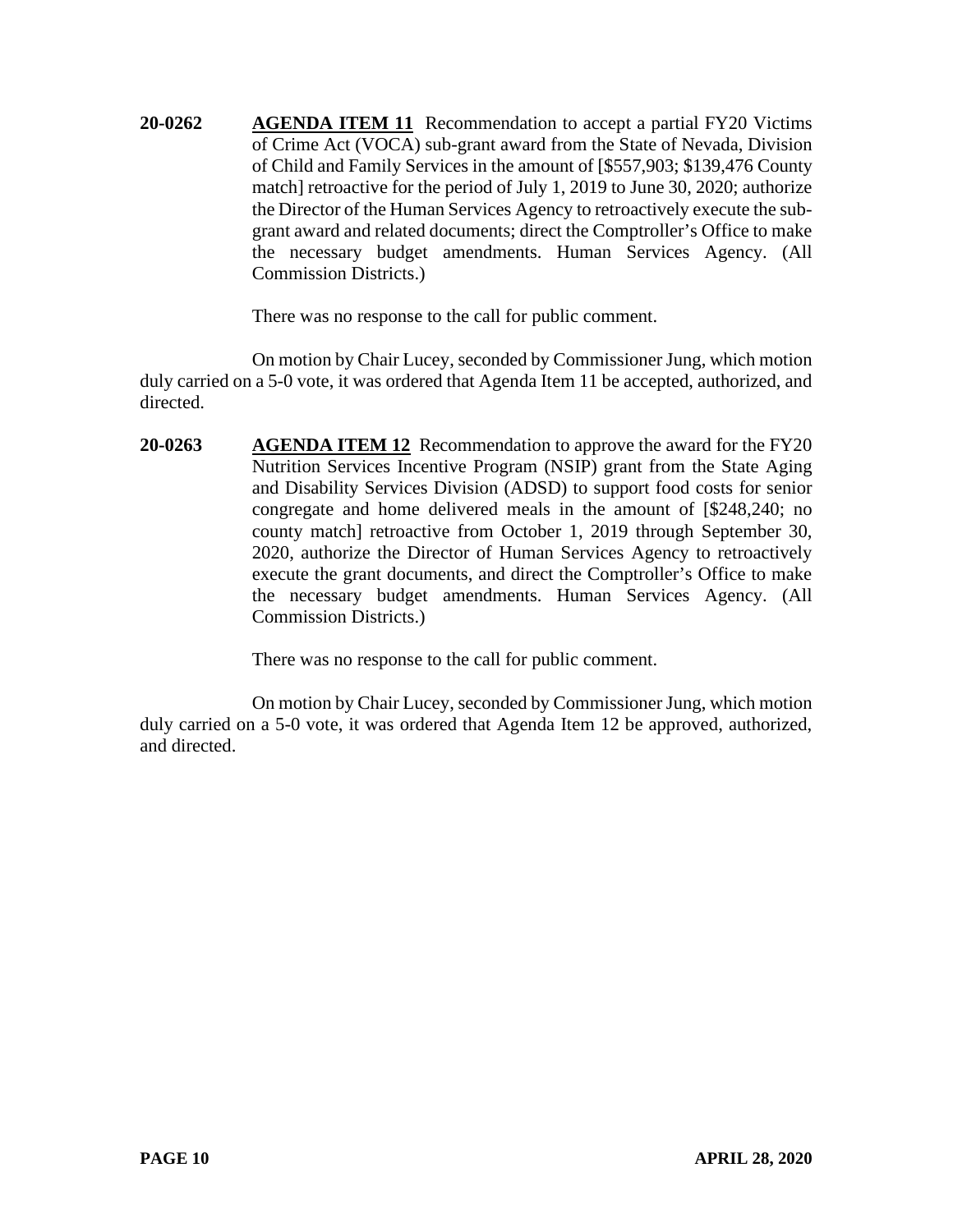**20-0262** **AGENDA ITEM 11** Recommendation to accept a partial FY20 Victims of Crime Act (VOCA) sub-grant award from the State of Nevada, Division of Child and Family Services in the amount of [$557,903; $139,476 County match] retroactive for the period of July 1, 2019 to June 30, 2020; authorize the Director of the Human Services Agency to retroactively execute the sub-grant award and related documents; direct the Comptroller's Office to make the necessary budget amendments. Human Services Agency. (All Commission Districts.)

There was no response to the call for public comment.

On motion by Chair Lucey, seconded by Commissioner Jung, which motion duly carried on a 5-0 vote, it was ordered that Agenda Item 11 be accepted, authorized, and directed.

**20-0263** **AGENDA ITEM 12** Recommendation to approve the award for the FY20 Nutrition Services Incentive Program (NSIP) grant from the State Aging and Disability Services Division (ADSD) to support food costs for senior congregate and home delivered meals in the amount of [$248,240; no county match] retroactive from October 1, 2019 through September 30, 2020, authorize the Director of Human Services Agency to retroactively execute the grant documents, and direct the Comptroller's Office to make the necessary budget amendments. Human Services Agency. (All Commission Districts.)

There was no response to the call for public comment.

On motion by Chair Lucey, seconded by Commissioner Jung, which motion duly carried on a 5-0 vote, it was ordered that Agenda Item 12 be approved, authorized, and directed.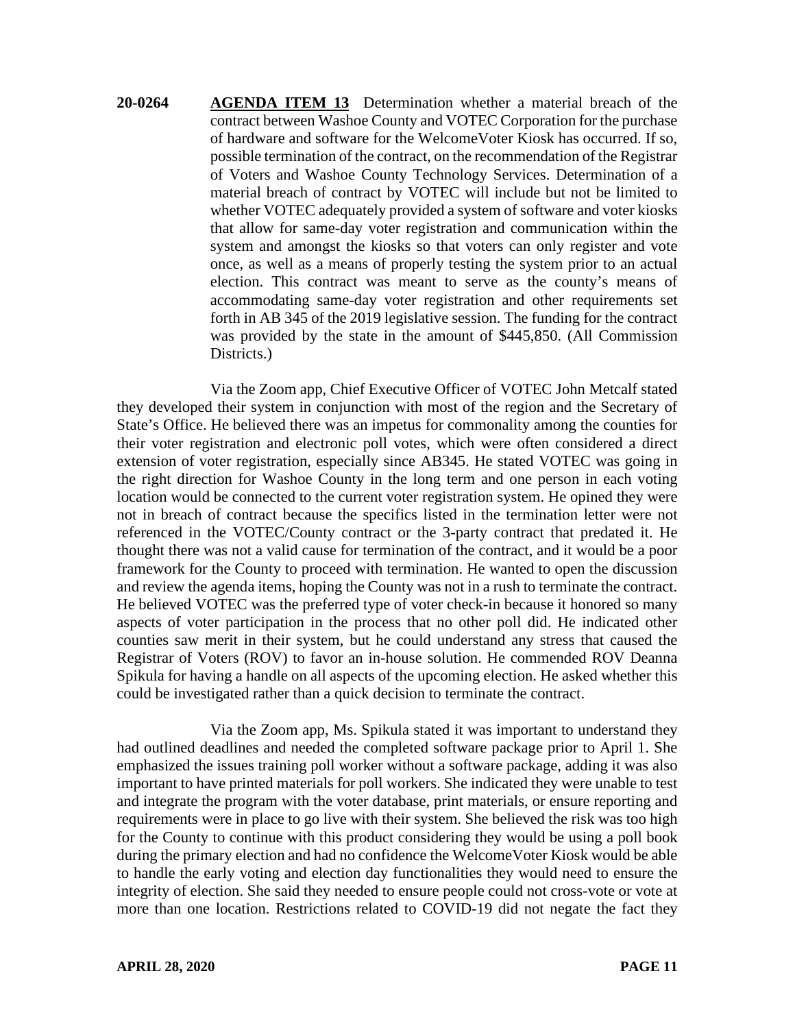**20-0264** **AGENDA ITEM 13** Determination whether a material breach of the contract between Washoe County and VOTEC Corporation for the purchase of hardware and software for the WelcomeVoter Kiosk has occurred. If so, possible termination of the contract, on the recommendation of the Registrar of Voters and Washoe County Technology Services. Determination of a material breach of contract by VOTEC will include but not be limited to whether VOTEC adequately provided a system of software and voter kiosks that allow for same-day voter registration and communication within the system and amongst the kiosks so that voters can only register and vote once, as well as a means of properly testing the system prior to an actual election. This contract was meant to serve as the county's means of accommodating same-day voter registration and other requirements set forth in AB 345 of the 2019 legislative session. The funding for the contract was provided by the state in the amount of $445,850. (All Commission Districts.)

Via the Zoom app, Chief Executive Officer of VOTEC John Metcalf stated they developed their system in conjunction with most of the region and the Secretary of State's Office. He believed there was an impetus for commonality among the counties for their voter registration and electronic poll votes, which were often considered a direct extension of voter registration, especially since AB345. He stated VOTEC was going in the right direction for Washoe County in the long term and one person in each voting location would be connected to the current voter registration system. He opined they were not in breach of contract because the specifics listed in the termination letter were not referenced in the VOTEC/County contract or the 3-party contract that predated it. He thought there was not a valid cause for termination of the contract, and it would be a poor framework for the County to proceed with termination. He wanted to open the discussion and review the agenda items, hoping the County was not in a rush to terminate the contract. He believed VOTEC was the preferred type of voter check-in because it honored so many aspects of voter participation in the process that no other poll did. He indicated other counties saw merit in their system, but he could understand any stress that caused the Registrar of Voters (ROV) to favor an in-house solution. He commended ROV Deanna Spikula for having a handle on all aspects of the upcoming election. He asked whether this could be investigated rather than a quick decision to terminate the contract.

Via the Zoom app, Ms. Spikula stated it was important to understand they had outlined deadlines and needed the completed software package prior to April 1. She emphasized the issues training poll worker without a software package, adding it was also important to have printed materials for poll workers. She indicated they were unable to test and integrate the program with the voter database, print materials, or ensure reporting and requirements were in place to go live with their system. She believed the risk was too high for the County to continue with this product considering they would be using a poll book during the primary election and had no confidence the WelcomeVoter Kiosk would be able to handle the early voting and election day functionalities they would need to ensure the integrity of election. She said they needed to ensure people could not cross-vote or vote at more than one location. Restrictions related to COVID-19 did not negate the fact they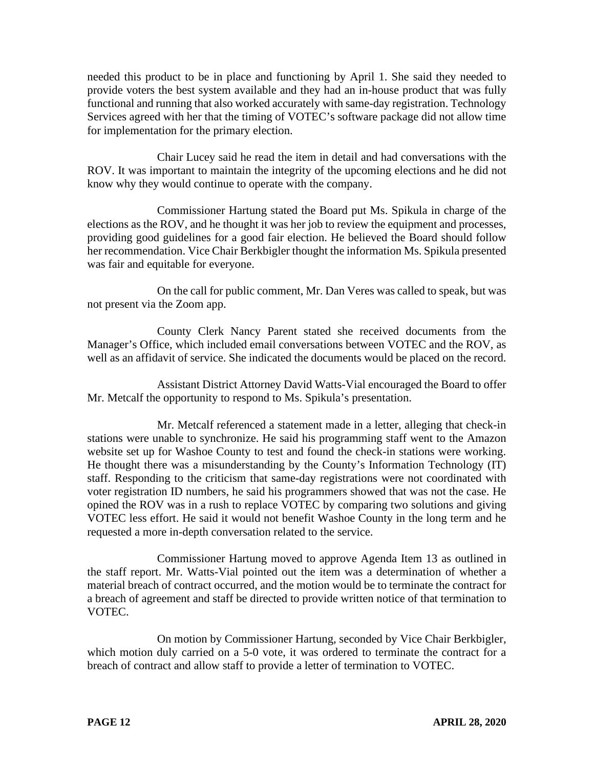needed this product to be in place and functioning by April 1. She said they needed to provide voters the best system available and they had an in-house product that was fully functional and running that also worked accurately with same-day registration. Technology Services agreed with her that the timing of VOTEC's software package did not allow time for implementation for the primary election.

Chair Lucey said he read the item in detail and had conversations with the ROV. It was important to maintain the integrity of the upcoming elections and he did not know why they would continue to operate with the company.

Commissioner Hartung stated the Board put Ms. Spikula in charge of the elections as the ROV, and he thought it was her job to review the equipment and processes, providing good guidelines for a good fair election. He believed the Board should follow her recommendation. Vice Chair Berkbigler thought the information Ms. Spikula presented was fair and equitable for everyone.

On the call for public comment, Mr. Dan Veres was called to speak, but was not present via the Zoom app.

County Clerk Nancy Parent stated she received documents from the Manager's Office, which included email conversations between VOTEC and the ROV, as well as an affidavit of service. She indicated the documents would be placed on the record.

Assistant District Attorney David Watts-Vial encouraged the Board to offer Mr. Metcalf the opportunity to respond to Ms. Spikula's presentation.

Mr. Metcalf referenced a statement made in a letter, alleging that check-in stations were unable to synchronize. He said his programming staff went to the Amazon website set up for Washoe County to test and found the check-in stations were working. He thought there was a misunderstanding by the County's Information Technology (IT) staff. Responding to the criticism that same-day registrations were not coordinated with voter registration ID numbers, he said his programmers showed that was not the case. He opined the ROV was in a rush to replace VOTEC by comparing two solutions and giving VOTEC less effort. He said it would not benefit Washoe County in the long term and he requested a more in-depth conversation related to the service.

Commissioner Hartung moved to approve Agenda Item 13 as outlined in the staff report. Mr. Watts-Vial pointed out the item was a determination of whether a material breach of contract occurred, and the motion would be to terminate the contract for a breach of agreement and staff be directed to provide written notice of that termination to VOTEC.

On motion by Commissioner Hartung, seconded by Vice Chair Berkbigler, which motion duly carried on a 5-0 vote, it was ordered to terminate the contract for a breach of contract and allow staff to provide a letter of termination to VOTEC.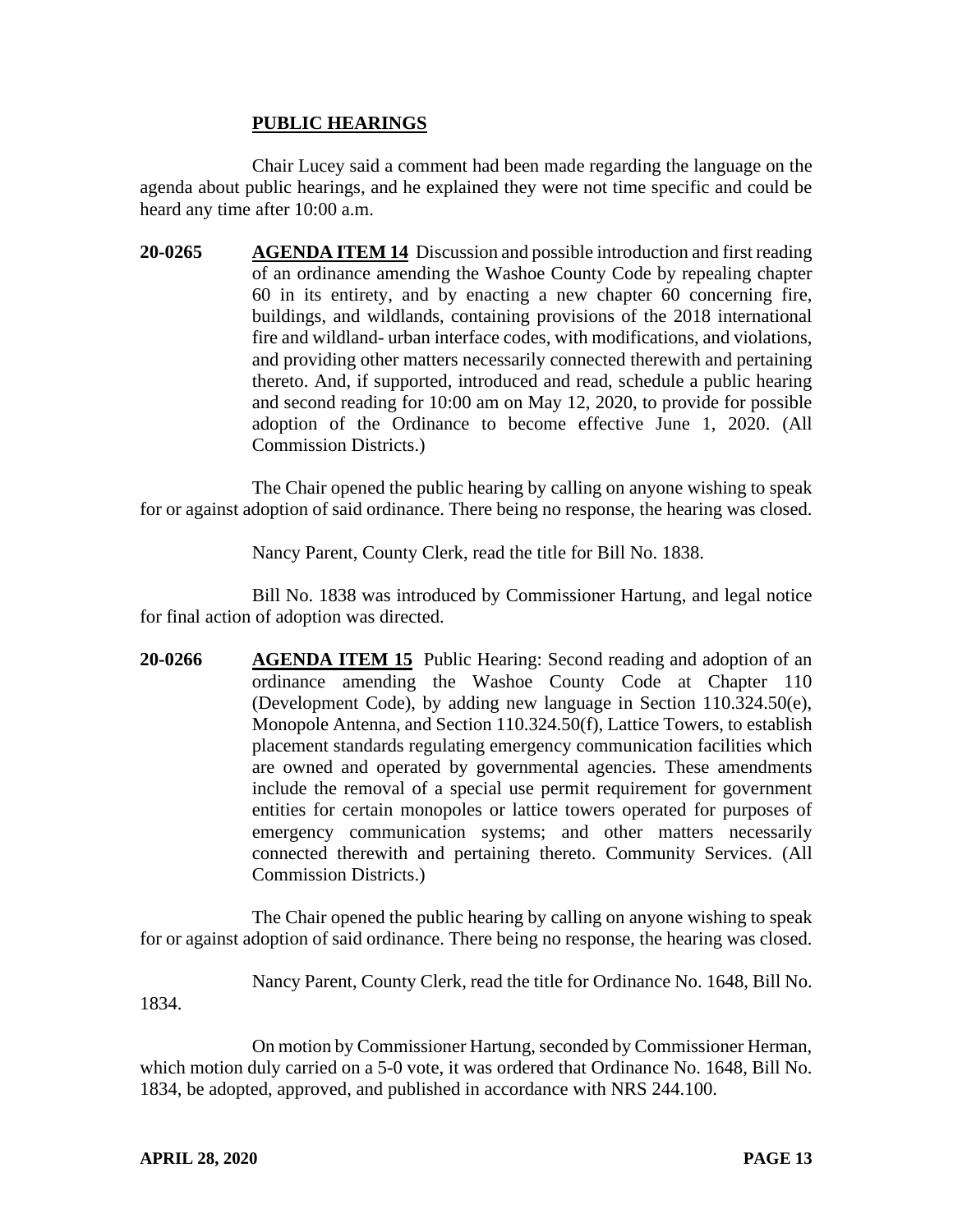## PUBLIC HEARINGS

Chair Lucey said a comment had been made regarding the language on the agenda about public hearings, and he explained they were not time specific and could be heard any time after 10:00 a.m.

**20-0265** **AGENDA ITEM 14** Discussion and possible introduction and first reading of an ordinance amending the Washoe County Code by repealing chapter 60 in its entirety, and by enacting a new chapter 60 concerning fire, buildings, and wildlands, containing provisions of the 2018 international fire and wildland- urban interface codes, with modifications, and violations, and providing other matters necessarily connected therewith and pertaining thereto. And, if supported, introduced and read, schedule a public hearing and second reading for 10:00 am on May 12, 2020, to provide for possible adoption of the Ordinance to become effective June 1, 2020. (All Commission Districts.)

The Chair opened the public hearing by calling on anyone wishing to speak for or against adoption of said ordinance. There being no response, the hearing was closed.

Nancy Parent, County Clerk, read the title for Bill No. 1838.

Bill No. 1838 was introduced by Commissioner Hartung, and legal notice for final action of adoption was directed.

**20-0266** **AGENDA ITEM 15** Public Hearing: Second reading and adoption of an ordinance amending the Washoe County Code at Chapter 110 (Development Code), by adding new language in Section 110.324.50(e), Monopole Antenna, and Section 110.324.50(f), Lattice Towers, to establish placement standards regulating emergency communication facilities which are owned and operated by governmental agencies. These amendments include the removal of a special use permit requirement for government entities for certain monopoles or lattice towers operated for purposes of emergency communication systems; and other matters necessarily connected therewith and pertaining thereto. Community Services. (All Commission Districts.)

The Chair opened the public hearing by calling on anyone wishing to speak for or against adoption of said ordinance. There being no response, the hearing was closed.

Nancy Parent, County Clerk, read the title for Ordinance No. 1648, Bill No. 1834.

On motion by Commissioner Hartung, seconded by Commissioner Herman, which motion duly carried on a 5-0 vote, it was ordered that Ordinance No. 1648, Bill No. 1834, be adopted, approved, and published in accordance with NRS 244.100.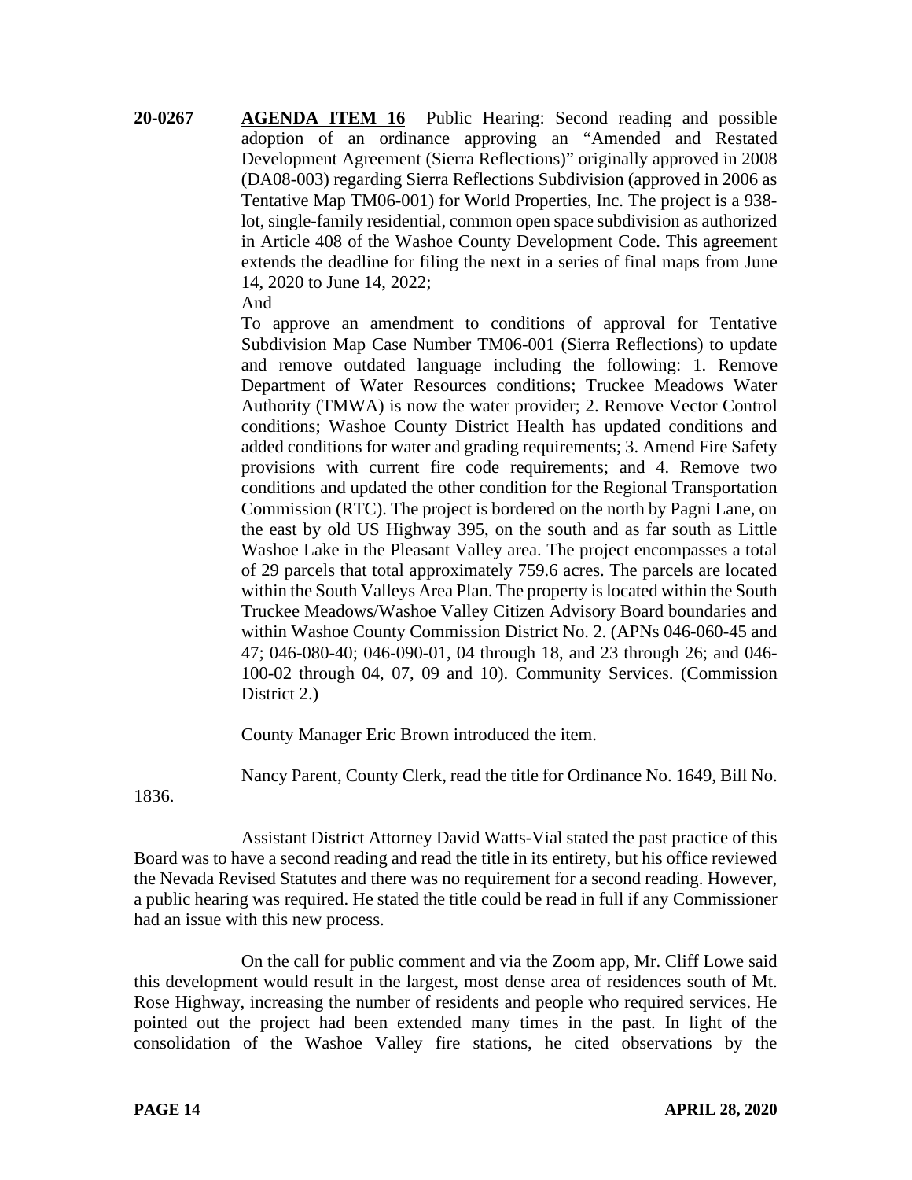**20-0267** **AGENDA ITEM 16** Public Hearing: Second reading and possible adoption of an ordinance approving an "Amended and Restated Development Agreement (Sierra Reflections)" originally approved in 2008 (DA08-003) regarding Sierra Reflections Subdivision (approved in 2006 as Tentative Map TM06-001) for World Properties, Inc. The project is a 938-lot, single-family residential, common open space subdivision as authorized in Article 408 of the Washoe County Development Code. This agreement extends the deadline for filing the next in a series of final maps from June 14, 2020 to June 14, 2022;

And

To approve an amendment to conditions of approval for Tentative Subdivision Map Case Number TM06-001 (Sierra Reflections) to update and remove outdated language including the following: 1. Remove Department of Water Resources conditions; Truckee Meadows Water Authority (TMWA) is now the water provider; 2. Remove Vector Control conditions; Washoe County District Health has updated conditions and added conditions for water and grading requirements; 3. Amend Fire Safety provisions with current fire code requirements; and 4. Remove two conditions and updated the other condition for the Regional Transportation Commission (RTC). The project is bordered on the north by Pagni Lane, on the east by old US Highway 395, on the south and as far south as Little Washoe Lake in the Pleasant Valley area. The project encompasses a total of 29 parcels that total approximately 759.6 acres. The parcels are located within the South Valleys Area Plan. The property is located within the South Truckee Meadows/Washoe Valley Citizen Advisory Board boundaries and within Washoe County Commission District No. 2. (APNs 046-060-45 and 47; 046-080-40; 046-090-01, 04 through 18, and 23 through 26; and 046-100-02 through 04, 07, 09 and 10). Community Services. (Commission District 2.)

County Manager Eric Brown introduced the item.

Nancy Parent, County Clerk, read the title for Ordinance No. 1649, Bill No. 1836.

Assistant District Attorney David Watts-Vial stated the past practice of this Board was to have a second reading and read the title in its entirety, but his office reviewed the Nevada Revised Statutes and there was no requirement for a second reading. However, a public hearing was required. He stated the title could be read in full if any Commissioner had an issue with this new process.

On the call for public comment and via the Zoom app, Mr. Cliff Lowe said this development would result in the largest, most dense area of residences south of Mt. Rose Highway, increasing the number of residents and people who required services. He pointed out the project had been extended many times in the past. In light of the consolidation of the Washoe Valley fire stations, he cited observations by the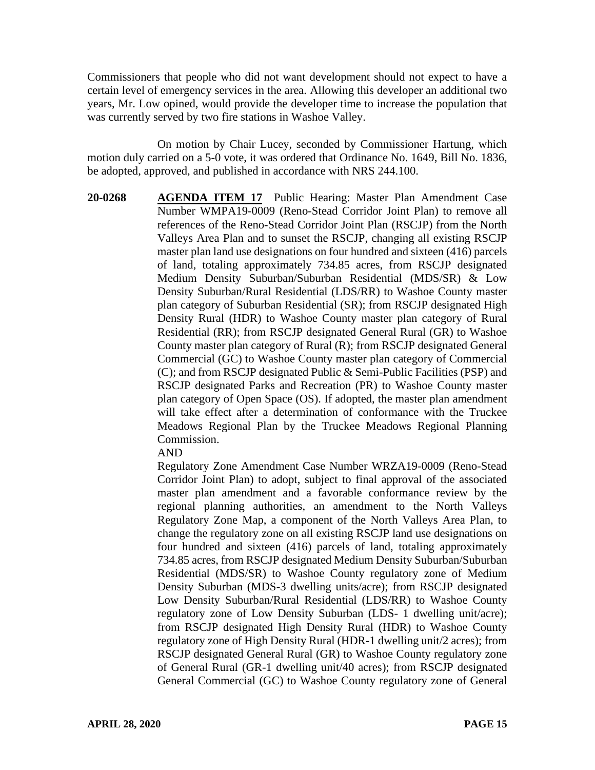Commissioners that people who did not want development should not expect to have a certain level of emergency services in the area. Allowing this developer an additional two years, Mr. Low opined, would provide the developer time to increase the population that was currently served by two fire stations in Washoe Valley.

On motion by Chair Lucey, seconded by Commissioner Hartung, which motion duly carried on a 5-0 vote, it was ordered that Ordinance No. 1649, Bill No. 1836, be adopted, approved, and published in accordance with NRS 244.100.

**20-0268** **AGENDA ITEM 17** Public Hearing: Master Plan Amendment Case Number WMPA19-0009 (Reno-Stead Corridor Joint Plan) to remove all references of the Reno-Stead Corridor Joint Plan (RSCJP) from the North Valleys Area Plan and to sunset the RSCJP, changing all existing RSCJP master plan land use designations on four hundred and sixteen (416) parcels of land, totaling approximately 734.85 acres, from RSCJP designated Medium Density Suburban/Suburban Residential (MDS/SR) & Low Density Suburban/Rural Residential (LDS/RR) to Washoe County master plan category of Suburban Residential (SR); from RSCJP designated High Density Rural (HDR) to Washoe County master plan category of Rural Residential (RR); from RSCJP designated General Rural (GR) to Washoe County master plan category of Rural (R); from RSCJP designated General Commercial (GC) to Washoe County master plan category of Commercial (C); and from RSCJP designated Public & Semi-Public Facilities (PSP) and RSCJP designated Parks and Recreation (PR) to Washoe County master plan category of Open Space (OS). If adopted, the master plan amendment will take effect after a determination of conformance with the Truckee Meadows Regional Plan by the Truckee Meadows Regional Planning Commission.

AND

Regulatory Zone Amendment Case Number WRZA19-0009 (Reno-Stead Corridor Joint Plan) to adopt, subject to final approval of the associated master plan amendment and a favorable conformance review by the regional planning authorities, an amendment to the North Valleys Regulatory Zone Map, a component of the North Valleys Area Plan, to change the regulatory zone on all existing RSCJP land use designations on four hundred and sixteen (416) parcels of land, totaling approximately 734.85 acres, from RSCJP designated Medium Density Suburban/Suburban Residential (MDS/SR) to Washoe County regulatory zone of Medium Density Suburban (MDS-3 dwelling units/acre); from RSCJP designated Low Density Suburban/Rural Residential (LDS/RR) to Washoe County regulatory zone of Low Density Suburban (LDS- 1 dwelling unit/acre); from RSCJP designated High Density Rural (HDR) to Washoe County regulatory zone of High Density Rural (HDR-1 dwelling unit/2 acres); from RSCJP designated General Rural (GR) to Washoe County regulatory zone of General Rural (GR-1 dwelling unit/40 acres); from RSCJP designated General Commercial (GC) to Washoe County regulatory zone of General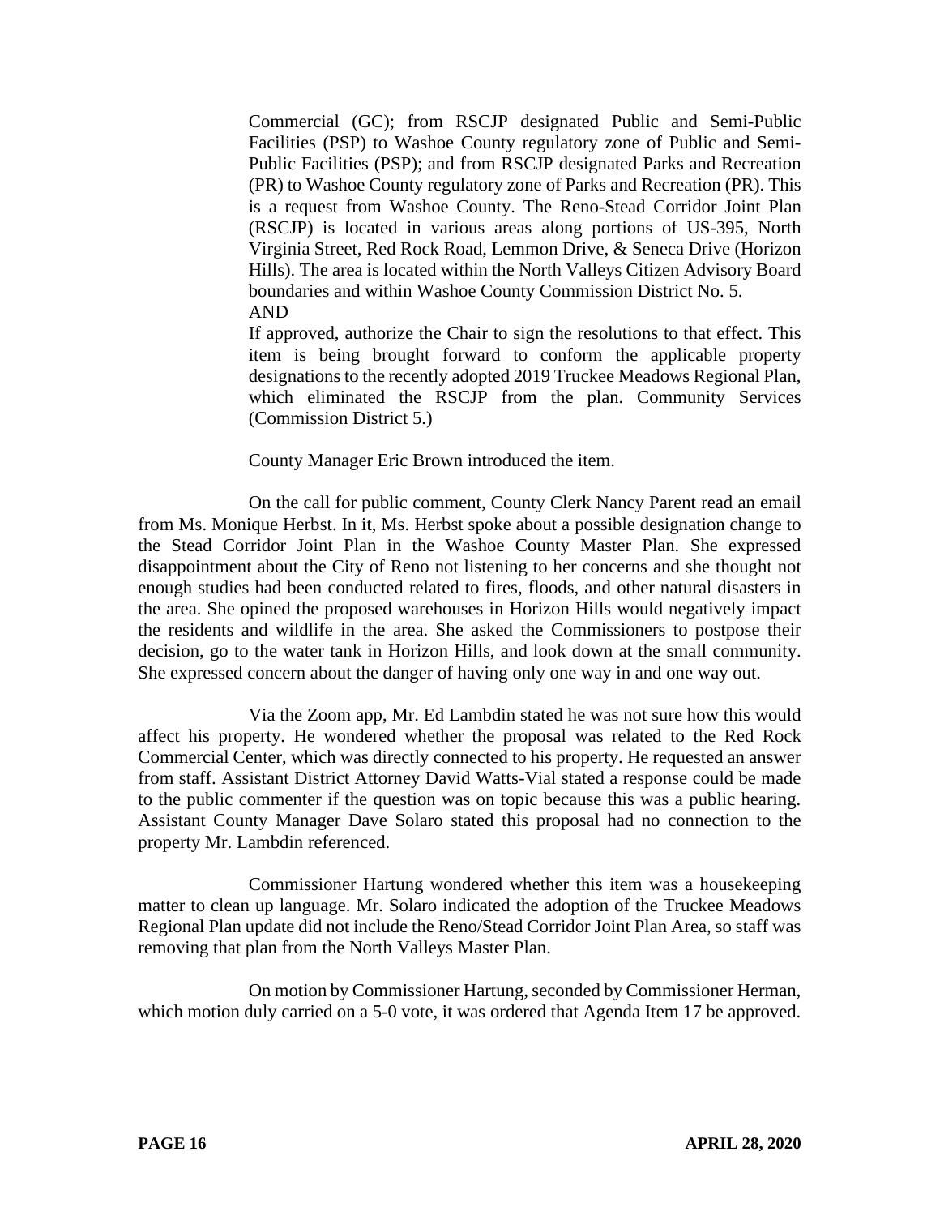Commercial (GC); from RSCJP designated Public and Semi-Public Facilities (PSP) to Washoe County regulatory zone of Public and Semi-Public Facilities (PSP); and from RSCJP designated Parks and Recreation (PR) to Washoe County regulatory zone of Parks and Recreation (PR). This is a request from Washoe County. The Reno-Stead Corridor Joint Plan (RSCJP) is located in various areas along portions of US-395, North Virginia Street, Red Rock Road, Lemmon Drive, & Seneca Drive (Horizon Hills). The area is located within the North Valleys Citizen Advisory Board boundaries and within Washoe County Commission District No. 5.
AND
If approved, authorize the Chair to sign the resolutions to that effect. This item is being brought forward to conform the applicable property designations to the recently adopted 2019 Truckee Meadows Regional Plan, which eliminated the RSCJP from the plan. Community Services (Commission District 5.)

County Manager Eric Brown introduced the item.

On the call for public comment, County Clerk Nancy Parent read an email from Ms. Monique Herbst. In it, Ms. Herbst spoke about a possible designation change to the Stead Corridor Joint Plan in the Washoe County Master Plan. She expressed disappointment about the City of Reno not listening to her concerns and she thought not enough studies had been conducted related to fires, floods, and other natural disasters in the area. She opined the proposed warehouses in Horizon Hills would negatively impact the residents and wildlife in the area. She asked the Commissioners to postpose their decision, go to the water tank in Horizon Hills, and look down at the small community. She expressed concern about the danger of having only one way in and one way out.

Via the Zoom app, Mr. Ed Lambdin stated he was not sure how this would affect his property. He wondered whether the proposal was related to the Red Rock Commercial Center, which was directly connected to his property. He requested an answer from staff. Assistant District Attorney David Watts-Vial stated a response could be made to the public commenter if the question was on topic because this was a public hearing. Assistant County Manager Dave Solaro stated this proposal had no connection to the property Mr. Lambdin referenced.

Commissioner Hartung wondered whether this item was a housekeeping matter to clean up language. Mr. Solaro indicated the adoption of the Truckee Meadows Regional Plan update did not include the Reno/Stead Corridor Joint Plan Area, so staff was removing that plan from the North Valleys Master Plan.

On motion by Commissioner Hartung, seconded by Commissioner Herman, which motion duly carried on a 5-0 vote, it was ordered that Agenda Item 17 be approved.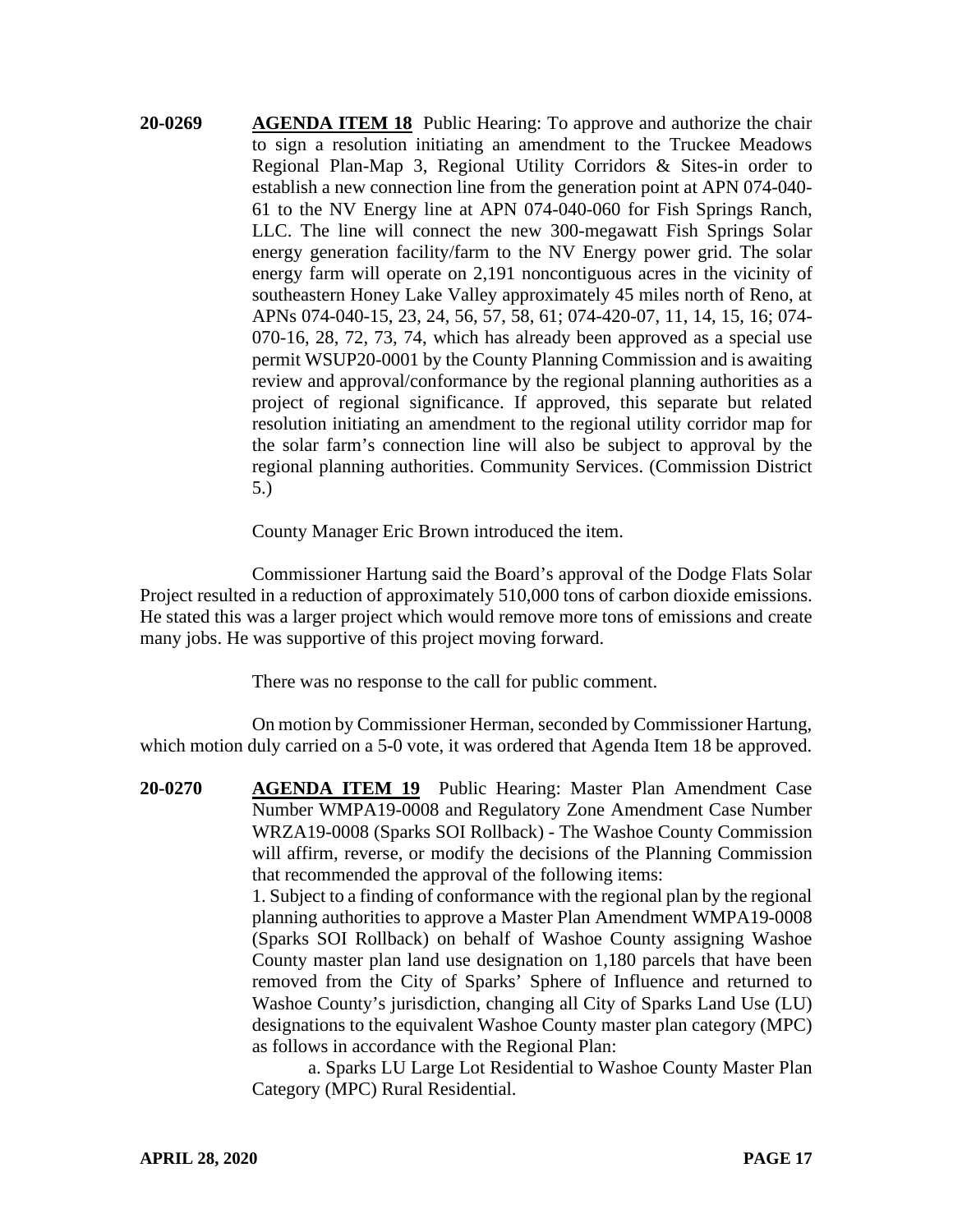**20-0269 AGENDA ITEM 18** Public Hearing: To approve and authorize the chair to sign a resolution initiating an amendment to the Truckee Meadows Regional Plan-Map 3, Regional Utility Corridors & Sites-in order to establish a new connection line from the generation point at APN 074-040-61 to the NV Energy line at APN 074-040-060 for Fish Springs Ranch, LLC. The line will connect the new 300-megawatt Fish Springs Solar energy generation facility/farm to the NV Energy power grid. The solar energy farm will operate on 2,191 noncontiguous acres in the vicinity of southeastern Honey Lake Valley approximately 45 miles north of Reno, at APNs 074-040-15, 23, 24, 56, 57, 58, 61; 074-420-07, 11, 14, 15, 16; 074-070-16, 28, 72, 73, 74, which has already been approved as a special use permit WSUP20-0001 by the County Planning Commission and is awaiting review and approval/conformance by the regional planning authorities as a project of regional significance. If approved, this separate but related resolution initiating an amendment to the regional utility corridor map for the solar farm's connection line will also be subject to approval by the regional planning authorities. Community Services. (Commission District 5.)

County Manager Eric Brown introduced the item.

Commissioner Hartung said the Board's approval of the Dodge Flats Solar Project resulted in a reduction of approximately 510,000 tons of carbon dioxide emissions. He stated this was a larger project which would remove more tons of emissions and create many jobs. He was supportive of this project moving forward.

There was no response to the call for public comment.

On motion by Commissioner Herman, seconded by Commissioner Hartung, which motion duly carried on a 5-0 vote, it was ordered that Agenda Item 18 be approved.

**20-0270 AGENDA ITEM 19** Public Hearing: Master Plan Amendment Case Number WMPA19-0008 and Regulatory Zone Amendment Case Number WRZA19-0008 (Sparks SOI Rollback) - The Washoe County Commission will affirm, reverse, or modify the decisions of the Planning Commission that recommended the approval of the following items:

1. Subject to a finding of conformance with the regional plan by the regional planning authorities to approve a Master Plan Amendment WMPA19-0008 (Sparks SOI Rollback) on behalf of Washoe County assigning Washoe County master plan land use designation on 1,180 parcels that have been removed from the City of Sparks' Sphere of Influence and returned to Washoe County's jurisdiction, changing all City of Sparks Land Use (LU) designations to the equivalent Washoe County master plan category (MPC) as follows in accordance with the Regional Plan:

   a. Sparks LU Large Lot Residential to Washoe County Master Plan Category (MPC) Rural Residential.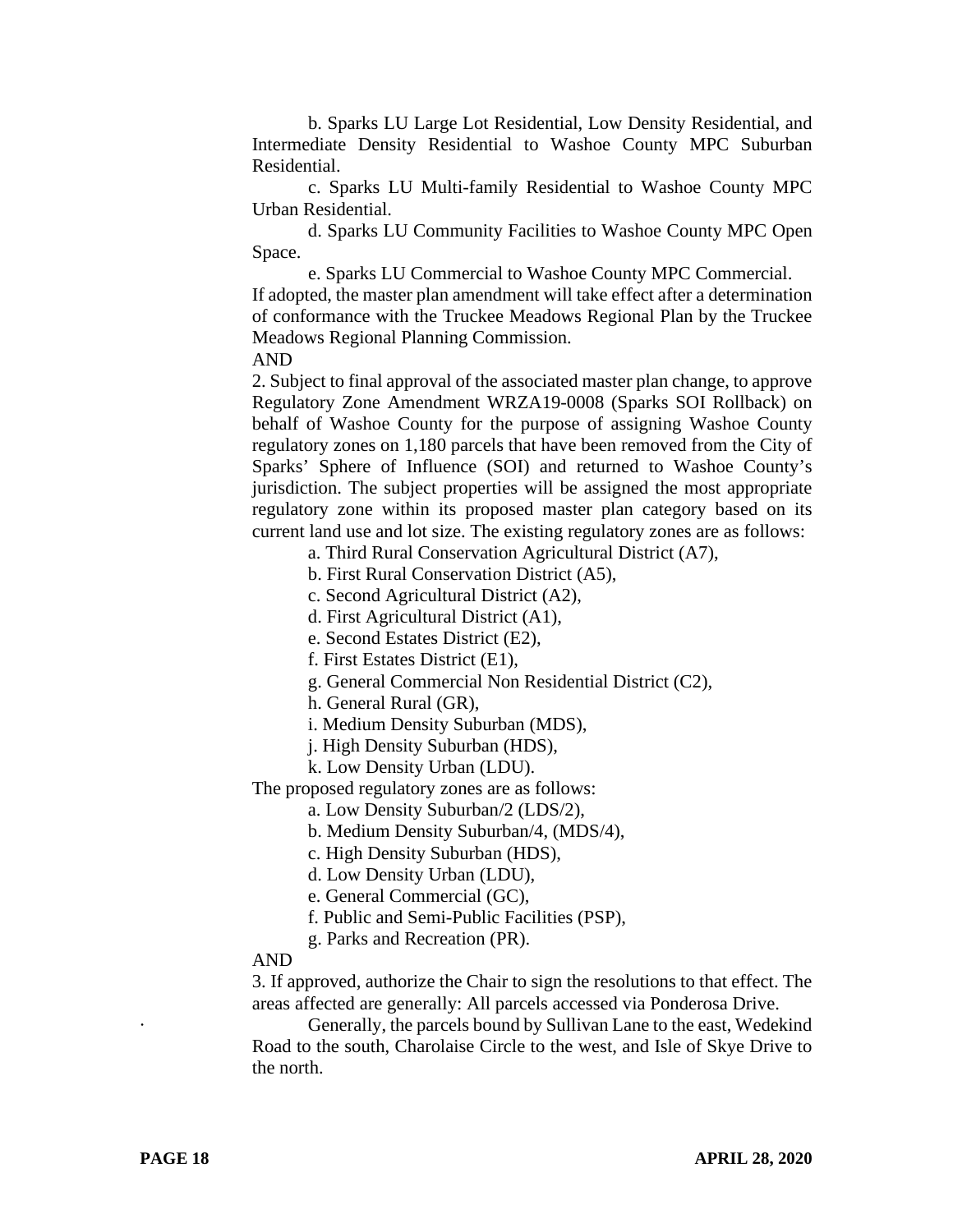b. Sparks LU Large Lot Residential, Low Density Residential, and Intermediate Density Residential to Washoe County MPC Suburban Residential.

c. Sparks LU Multi-family Residential to Washoe County MPC Urban Residential.

d. Sparks LU Community Facilities to Washoe County MPC Open Space.

e. Sparks LU Commercial to Washoe County MPC Commercial.

If adopted, the master plan amendment will take effect after a determination of conformance with the Truckee Meadows Regional Plan by the Truckee Meadows Regional Planning Commission.

AND

2. Subject to final approval of the associated master plan change, to approve Regulatory Zone Amendment WRZA19-0008 (Sparks SOI Rollback) on behalf of Washoe County for the purpose of assigning Washoe County regulatory zones on 1,180 parcels that have been removed from the City of Sparks' Sphere of Influence (SOI) and returned to Washoe County's jurisdiction. The subject properties will be assigned the most appropriate regulatory zone within its proposed master plan category based on its current land use and lot size. The existing regulatory zones are as follows:

a. Third Rural Conservation Agricultural District (A7),

b. First Rural Conservation District (A5),

c. Second Agricultural District (A2),

d. First Agricultural District (A1),

e. Second Estates District (E2),

f. First Estates District (E1),

g. General Commercial Non Residential District (C2),

h. General Rural (GR),

i. Medium Density Suburban (MDS),

j. High Density Suburban (HDS),

k. Low Density Urban (LDU).

The proposed regulatory zones are as follows:

a. Low Density Suburban/2 (LDS/2),

b. Medium Density Suburban/4, (MDS/4),

c. High Density Suburban (HDS),

d. Low Density Urban (LDU),

e. General Commercial (GC),

f. Public and Semi-Public Facilities (PSP),

g. Parks and Recreation (PR).

AND

3. If approved, authorize the Chair to sign the resolutions to that effect. The areas affected are generally: All parcels accessed via Ponderosa Drive.

Generally, the parcels bound by Sullivan Lane to the east, Wedekind Road to the south, Charolaise Circle to the west, and Isle of Skye Drive to the north.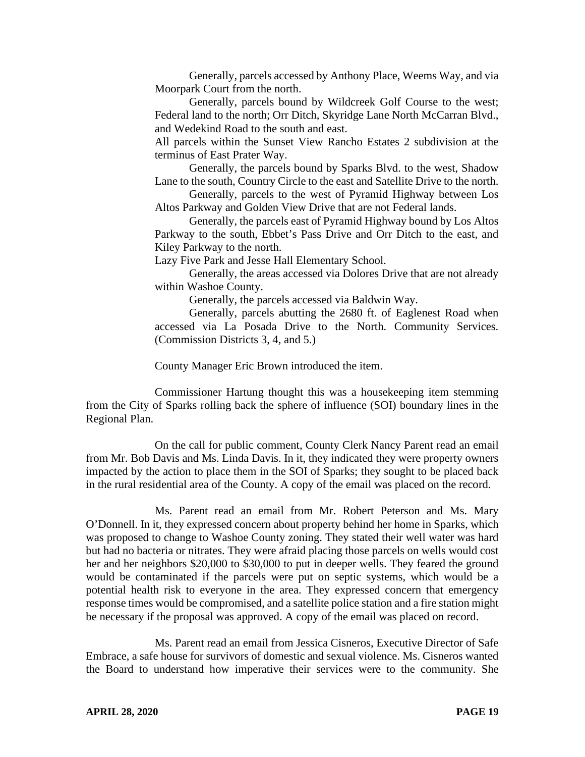Generally, parcels accessed by Anthony Place, Weems Way, and via Moorpark Court from the north.

Generally, parcels bound by Wildcreek Golf Course to the west; Federal land to the north; Orr Ditch, Skyridge Lane North McCarran Blvd., and Wedekind Road to the south and east.

All parcels within the Sunset View Rancho Estates 2 subdivision at the terminus of East Prater Way.

Generally, the parcels bound by Sparks Blvd. to the west, Shadow Lane to the south, Country Circle to the east and Satellite Drive to the north.

Generally, parcels to the west of Pyramid Highway between Los Altos Parkway and Golden View Drive that are not Federal lands.

Generally, the parcels east of Pyramid Highway bound by Los Altos Parkway to the south, Ebbet's Pass Drive and Orr Ditch to the east, and Kiley Parkway to the north.

Lazy Five Park and Jesse Hall Elementary School.

Generally, the areas accessed via Dolores Drive that are not already within Washoe County.

Generally, the parcels accessed via Baldwin Way.

Generally, parcels abutting the 2680 ft. of Eaglenest Road when accessed via La Posada Drive to the North. Community Services. (Commission Districts 3, 4, and 5.)

County Manager Eric Brown introduced the item.

Commissioner Hartung thought this was a housekeeping item stemming from the City of Sparks rolling back the sphere of influence (SOI) boundary lines in the Regional Plan.

On the call for public comment, County Clerk Nancy Parent read an email from Mr. Bob Davis and Ms. Linda Davis. In it, they indicated they were property owners impacted by the action to place them in the SOI of Sparks; they sought to be placed back in the rural residential area of the County. A copy of the email was placed on the record.

Ms. Parent read an email from Mr. Robert Peterson and Ms. Mary O'Donnell. In it, they expressed concern about property behind her home in Sparks, which was proposed to change to Washoe County zoning. They stated their well water was hard but had no bacteria or nitrates. They were afraid placing those parcels on wells would cost her and her neighbors $20,000 to $30,000 to put in deeper wells. They feared the ground would be contaminated if the parcels were put on septic systems, which would be a potential health risk to everyone in the area. They expressed concern that emergency response times would be compromised, and a satellite police station and a fire station might be necessary if the proposal was approved. A copy of the email was placed on record.

Ms. Parent read an email from Jessica Cisneros, Executive Director of Safe Embrace, a safe house for survivors of domestic and sexual violence. Ms. Cisneros wanted the Board to understand how imperative their services were to the community. She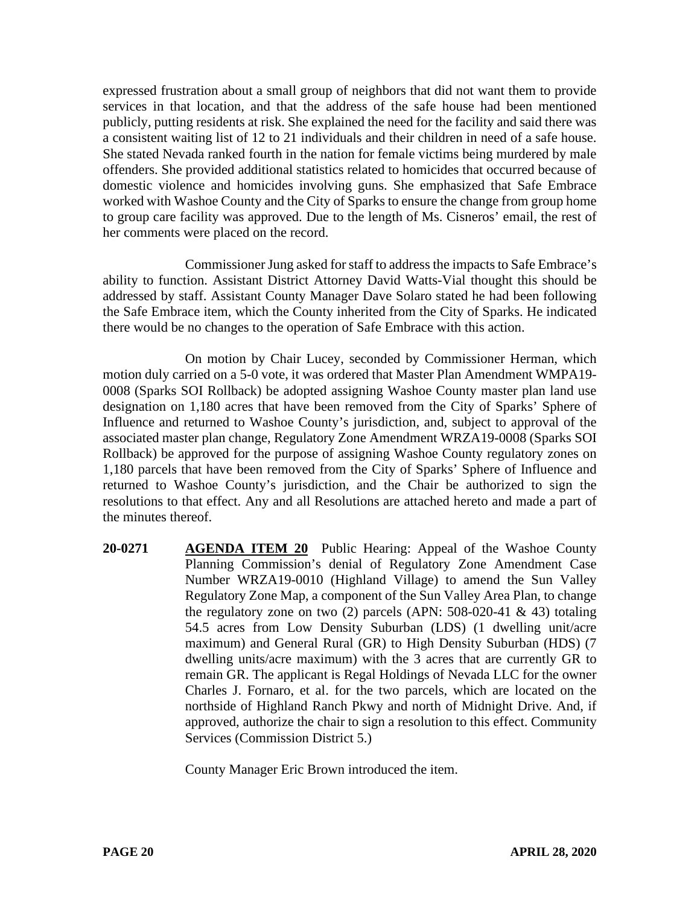expressed frustration about a small group of neighbors that did not want them to provide services in that location, and that the address of the safe house had been mentioned publicly, putting residents at risk. She explained the need for the facility and said there was a consistent waiting list of 12 to 21 individuals and their children in need of a safe house. She stated Nevada ranked fourth in the nation for female victims being murdered by male offenders. She provided additional statistics related to homicides that occurred because of domestic violence and homicides involving guns. She emphasized that Safe Embrace worked with Washoe County and the City of Sparks to ensure the change from group home to group care facility was approved. Due to the length of Ms. Cisneros' email, the rest of her comments were placed on the record.

Commissioner Jung asked for staff to address the impacts to Safe Embrace's ability to function. Assistant District Attorney David Watts-Vial thought this should be addressed by staff. Assistant County Manager Dave Solaro stated he had been following the Safe Embrace item, which the County inherited from the City of Sparks. He indicated there would be no changes to the operation of Safe Embrace with this action.

On motion by Chair Lucey, seconded by Commissioner Herman, which motion duly carried on a 5-0 vote, it was ordered that Master Plan Amendment WMPA19-0008 (Sparks SOI Rollback) be adopted assigning Washoe County master plan land use designation on 1,180 acres that have been removed from the City of Sparks' Sphere of Influence and returned to Washoe County's jurisdiction, and, subject to approval of the associated master plan change, Regulatory Zone Amendment WRZA19-0008 (Sparks SOI Rollback) be approved for the purpose of assigning Washoe County regulatory zones on 1,180 parcels that have been removed from the City of Sparks' Sphere of Influence and returned to Washoe County's jurisdiction, and the Chair be authorized to sign the resolutions to that effect. Any and all Resolutions are attached hereto and made a part of the minutes thereof.

**20-0271** **AGENDA ITEM 20** Public Hearing: Appeal of the Washoe County Planning Commission's denial of Regulatory Zone Amendment Case Number WRZA19-0010 (Highland Village) to amend the Sun Valley Regulatory Zone Map, a component of the Sun Valley Area Plan, to change the regulatory zone on two (2) parcels (APN: 508-020-41 & 43) totaling 54.5 acres from Low Density Suburban (LDS) (1 dwelling unit/acre maximum) and General Rural (GR) to High Density Suburban (HDS) (7 dwelling units/acre maximum) with the 3 acres that are currently GR to remain GR. The applicant is Regal Holdings of Nevada LLC for the owner Charles J. Fornaro, et al. for the two parcels, which are located on the northside of Highland Ranch Pkwy and north of Midnight Drive. And, if approved, authorize the chair to sign a resolution to this effect. Community Services (Commission District 5.)

County Manager Eric Brown introduced the item.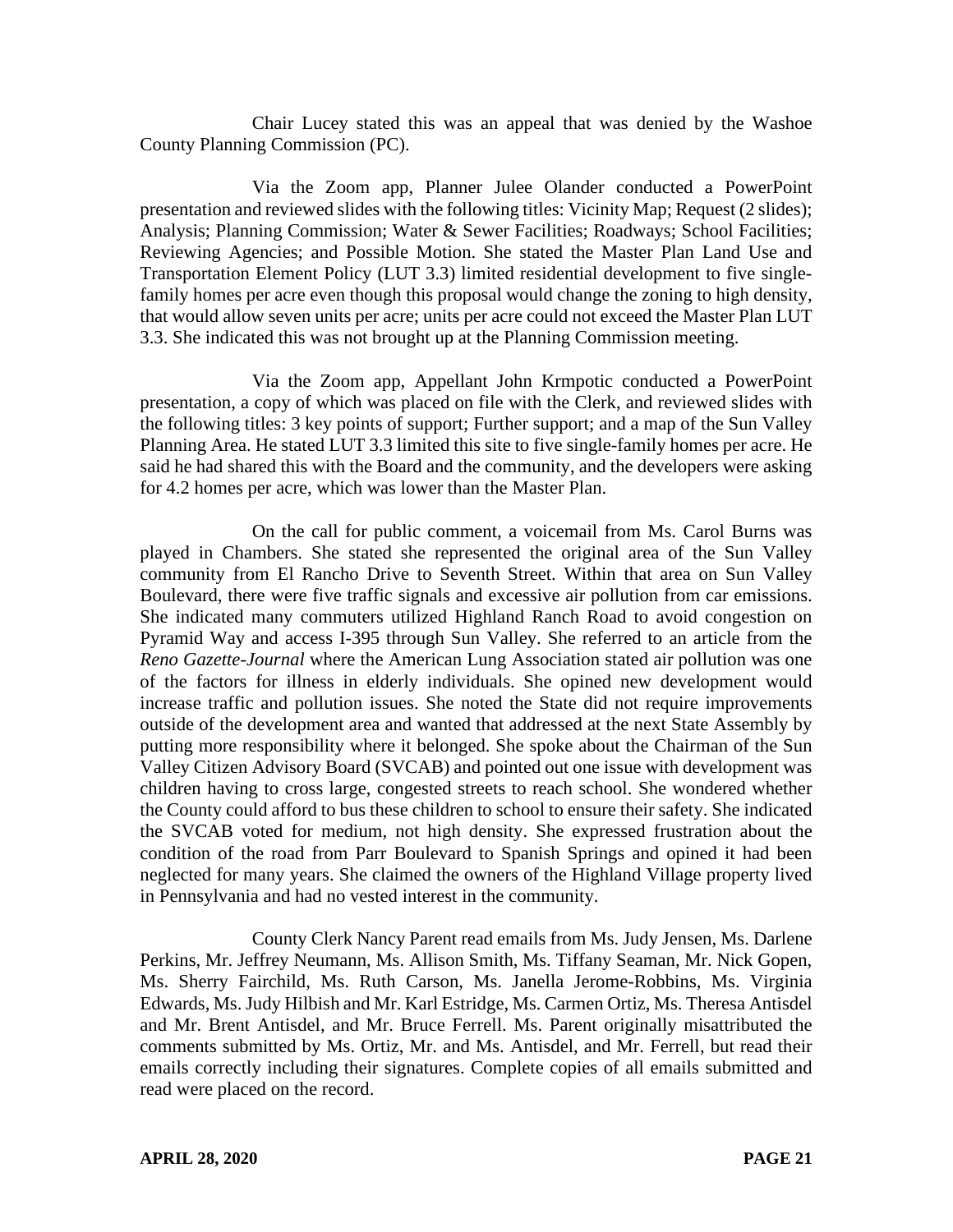Chair Lucey stated this was an appeal that was denied by the Washoe County Planning Commission (PC).

Via the Zoom app, Planner Julee Olander conducted a PowerPoint presentation and reviewed slides with the following titles: Vicinity Map; Request (2 slides); Analysis; Planning Commission; Water & Sewer Facilities; Roadways; School Facilities; Reviewing Agencies; and Possible Motion. She stated the Master Plan Land Use and Transportation Element Policy (LUT 3.3) limited residential development to five single-family homes per acre even though this proposal would change the zoning to high density, that would allow seven units per acre; units per acre could not exceed the Master Plan LUT 3.3. She indicated this was not brought up at the Planning Commission meeting.

Via the Zoom app, Appellant John Krmpotic conducted a PowerPoint presentation, a copy of which was placed on file with the Clerk, and reviewed slides with the following titles: 3 key points of support; Further support; and a map of the Sun Valley Planning Area. He stated LUT 3.3 limited this site to five single-family homes per acre. He said he had shared this with the Board and the community, and the developers were asking for 4.2 homes per acre, which was lower than the Master Plan.

On the call for public comment, a voicemail from Ms. Carol Burns was played in Chambers. She stated she represented the original area of the Sun Valley community from El Rancho Drive to Seventh Street. Within that area on Sun Valley Boulevard, there were five traffic signals and excessive air pollution from car emissions. She indicated many commuters utilized Highland Ranch Road to avoid congestion on Pyramid Way and access I-395 through Sun Valley. She referred to an article from the *Reno Gazette-Journal* where the American Lung Association stated air pollution was one of the factors for illness in elderly individuals. She opined new development would increase traffic and pollution issues. She noted the State did not require improvements outside of the development area and wanted that addressed at the next State Assembly by putting more responsibility where it belonged. She spoke about the Chairman of the Sun Valley Citizen Advisory Board (SVCAB) and pointed out one issue with development was children having to cross large, congested streets to reach school. She wondered whether the County could afford to bus these children to school to ensure their safety. She indicated the SVCAB voted for medium, not high density. She expressed frustration about the condition of the road from Parr Boulevard to Spanish Springs and opined it had been neglected for many years. She claimed the owners of the Highland Village property lived in Pennsylvania and had no vested interest in the community.

County Clerk Nancy Parent read emails from Ms. Judy Jensen, Ms. Darlene Perkins, Mr. Jeffrey Neumann, Ms. Allison Smith, Ms. Tiffany Seaman, Mr. Nick Gopen, Ms. Sherry Fairchild, Ms. Ruth Carson, Ms. Janella Jerome-Robbins, Ms. Virginia Edwards, Ms. Judy Hilbish and Mr. Karl Estridge, Ms. Carmen Ortiz, Ms. Theresa Antisdel and Mr. Brent Antisdel, and Mr. Bruce Ferrell. Ms. Parent originally misattributed the comments submitted by Ms. Ortiz, Mr. and Ms. Antisdel, and Mr. Ferrell, but read their emails correctly including their signatures. Complete copies of all emails submitted and read were placed on the record.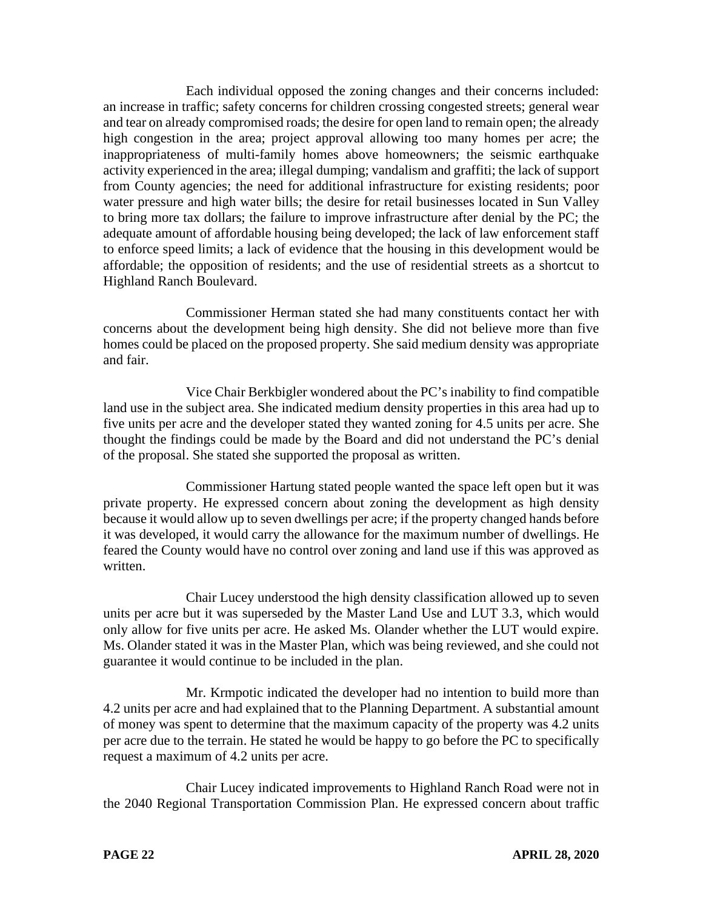Each individual opposed the zoning changes and their concerns included: an increase in traffic; safety concerns for children crossing congested streets; general wear and tear on already compromised roads; the desire for open land to remain open; the already high congestion in the area; project approval allowing too many homes per acre; the inappropriateness of multi-family homes above homeowners; the seismic earthquake activity experienced in the area; illegal dumping; vandalism and graffiti; the lack of support from County agencies; the need for additional infrastructure for existing residents; poor water pressure and high water bills; the desire for retail businesses located in Sun Valley to bring more tax dollars; the failure to improve infrastructure after denial by the PC; the adequate amount of affordable housing being developed; the lack of law enforcement staff to enforce speed limits; a lack of evidence that the housing in this development would be affordable; the opposition of residents; and the use of residential streets as a shortcut to Highland Ranch Boulevard.

Commissioner Herman stated she had many constituents contact her with concerns about the development being high density. She did not believe more than five homes could be placed on the proposed property. She said medium density was appropriate and fair.

Vice Chair Berkbigler wondered about the PC's inability to find compatible land use in the subject area. She indicated medium density properties in this area had up to five units per acre and the developer stated they wanted zoning for 4.5 units per acre. She thought the findings could be made by the Board and did not understand the PC's denial of the proposal. She stated she supported the proposal as written.

Commissioner Hartung stated people wanted the space left open but it was private property. He expressed concern about zoning the development as high density because it would allow up to seven dwellings per acre; if the property changed hands before it was developed, it would carry the allowance for the maximum number of dwellings. He feared the County would have no control over zoning and land use if this was approved as written.

Chair Lucey understood the high density classification allowed up to seven units per acre but it was superseded by the Master Land Use and LUT 3.3, which would only allow for five units per acre. He asked Ms. Olander whether the LUT would expire. Ms. Olander stated it was in the Master Plan, which was being reviewed, and she could not guarantee it would continue to be included in the plan.

Mr. Krmpotic indicated the developer had no intention to build more than 4.2 units per acre and had explained that to the Planning Department. A substantial amount of money was spent to determine that the maximum capacity of the property was 4.2 units per acre due to the terrain. He stated he would be happy to go before the PC to specifically request a maximum of 4.2 units per acre.

Chair Lucey indicated improvements to Highland Ranch Road were not in the 2040 Regional Transportation Commission Plan. He expressed concern about traffic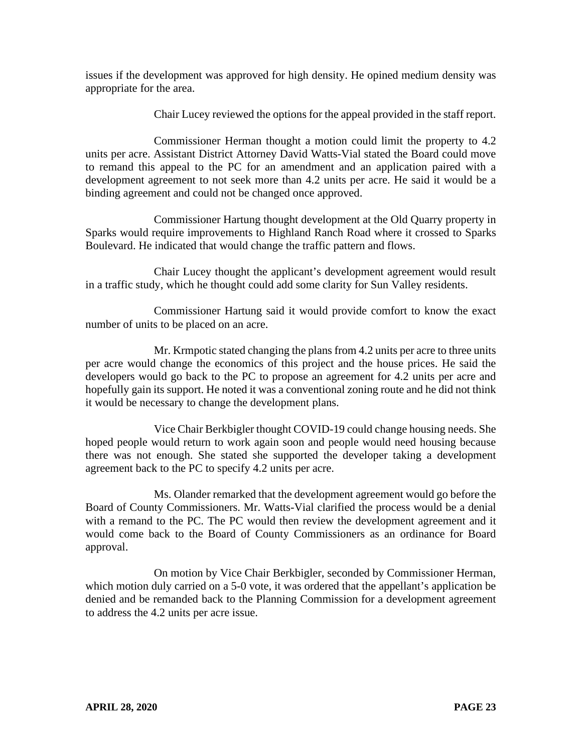issues if the development was approved for high density. He opined medium density was appropriate for the area.

Chair Lucey reviewed the options for the appeal provided in the staff report.

Commissioner Herman thought a motion could limit the property to 4.2 units per acre. Assistant District Attorney David Watts-Vial stated the Board could move to remand this appeal to the PC for an amendment and an application paired with a development agreement to not seek more than 4.2 units per acre. He said it would be a binding agreement and could not be changed once approved.

Commissioner Hartung thought development at the Old Quarry property in Sparks would require improvements to Highland Ranch Road where it crossed to Sparks Boulevard. He indicated that would change the traffic pattern and flows.

Chair Lucey thought the applicant's development agreement would result in a traffic study, which he thought could add some clarity for Sun Valley residents.

Commissioner Hartung said it would provide comfort to know the exact number of units to be placed on an acre.

Mr. Krmpotic stated changing the plans from 4.2 units per acre to three units per acre would change the economics of this project and the house prices. He said the developers would go back to the PC to propose an agreement for 4.2 units per acre and hopefully gain its support. He noted it was a conventional zoning route and he did not think it would be necessary to change the development plans.

Vice Chair Berkbigler thought COVID-19 could change housing needs. She hoped people would return to work again soon and people would need housing because there was not enough. She stated she supported the developer taking a development agreement back to the PC to specify 4.2 units per acre.

Ms. Olander remarked that the development agreement would go before the Board of County Commissioners. Mr. Watts-Vial clarified the process would be a denial with a remand to the PC. The PC would then review the development agreement and it would come back to the Board of County Commissioners as an ordinance for Board approval.

On motion by Vice Chair Berkbigler, seconded by Commissioner Herman, which motion duly carried on a 5-0 vote, it was ordered that the appellant's application be denied and be remanded back to the Planning Commission for a development agreement to address the 4.2 units per acre issue.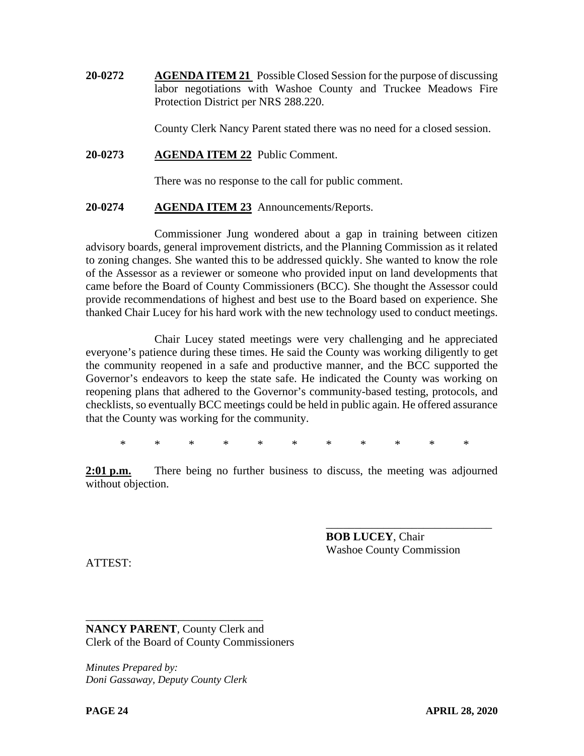**20-0272** **AGENDA ITEM 21** Possible Closed Session for the purpose of discussing labor negotiations with Washoe County and Truckee Meadows Fire Protection District per NRS 288.220.

County Clerk Nancy Parent stated there was no need for a closed session.

**20-0273** **AGENDA ITEM 22** Public Comment.

There was no response to the call for public comment.

**20-0274** **AGENDA ITEM 23** Announcements/Reports.

Commissioner Jung wondered about a gap in training between citizen advisory boards, general improvement districts, and the Planning Commission as it related to zoning changes. She wanted this to be addressed quickly. She wanted to know the role of the Assessor as a reviewer or someone who provided input on land developments that came before the Board of County Commissioners (BCC). She thought the Assessor could provide recommendations of highest and best use to the Board based on experience. She thanked Chair Lucey for his hard work with the new technology used to conduct meetings.

Chair Lucey stated meetings were very challenging and he appreciated everyone's patience during these times. He said the County was working diligently to get the community reopened in a safe and productive manner, and the BCC supported the Governor's endeavors to keep the state safe. He indicated the County was working on reopening plans that adhered to the Governor's community-based testing, protocols, and checklists, so eventually BCC meetings could be held in public again. He offered assurance that the County was working for the community.

\* \* \* \* \* \* \* \* \* \* \*

**2:01 p.m.** There being no further business to discuss, the meeting was adjourned without objection.

\_\_\_\_\_\_\_\_\_\_\_\_\_\_\_\_\_\_\_\_\_\_\_\_\_\_\_\_\_\_
**BOB LUCEY**, Chair
Washoe County Commission

ATTEST:

\_\_\_\_\_\_\_\_\_\_\_\_\_\_\_\_\_\_\_\_\_\_\_\_\_\_\_\_\_\_
**NANCY PARENT**, County Clerk and
Clerk of the Board of County Commissioners

*Minutes Prepared by:*
*Doni Gassaway, Deputy County Clerk*